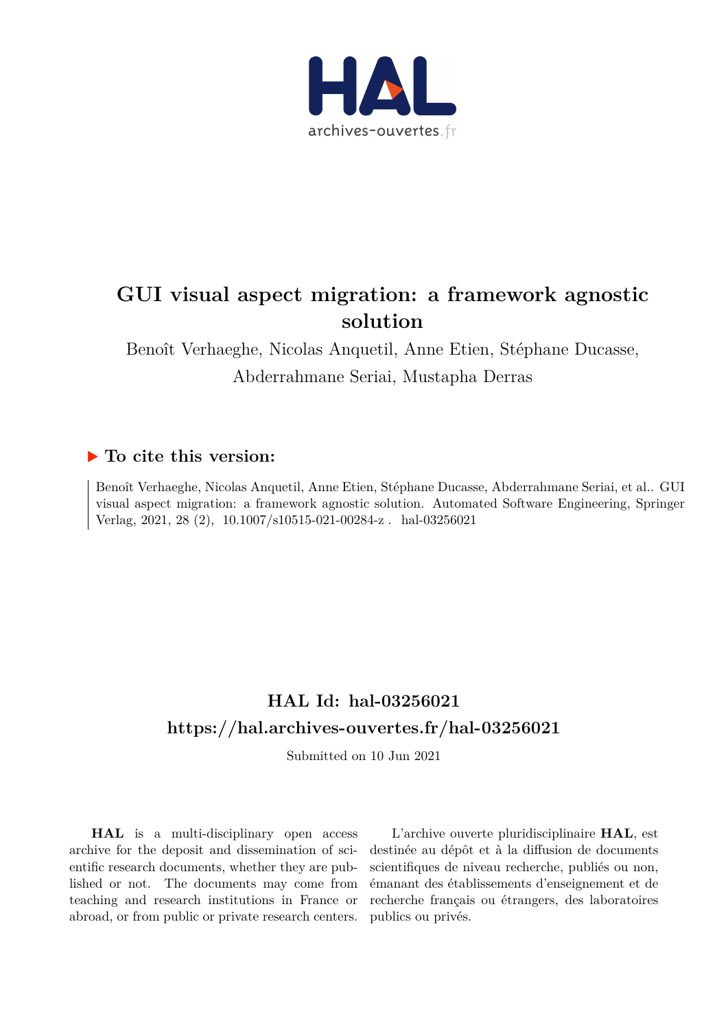# GUI visual aspect migration: a framework agnostic solution

Benoît Verhaeghe, Nicolas Anquetil, Anne Etien, Stéphane Ducasse, Abderrahmane Seriai, Mustapha Derras

## To cite this version:

Benoît Verhaeghe, Nicolas Anquetil, Anne Etien, Stéphane Ducasse, Abderrahmane Seriai, et al.. GUI visual aspect migration: a framework agnostic solution. Automated Software Engineering, Springer Verlag, 2021, 28 (2), 10.1007/s10515-021-00284-z . hal-03256021

## HAL Id: hal-03256021

## https://hal.archives-ouvertes.fr/hal-03256021

Submitted on 10 Jun 2021

**HAL** is a multi-disciplinary open access archive for the deposit and dissemination of scientific research documents, whether they are published or not. The documents may come from teaching and research institutions in France or abroad, or from public or private research centers.

L'archive ouverte pluridisciplinaire **HAL**, est destinée au dépôt et à la diffusion de documents scientifiques de niveau recherche, publiés ou non, émanant des établissements d'enseignement et de recherche français ou étrangers, des laboratoires publics ou privés.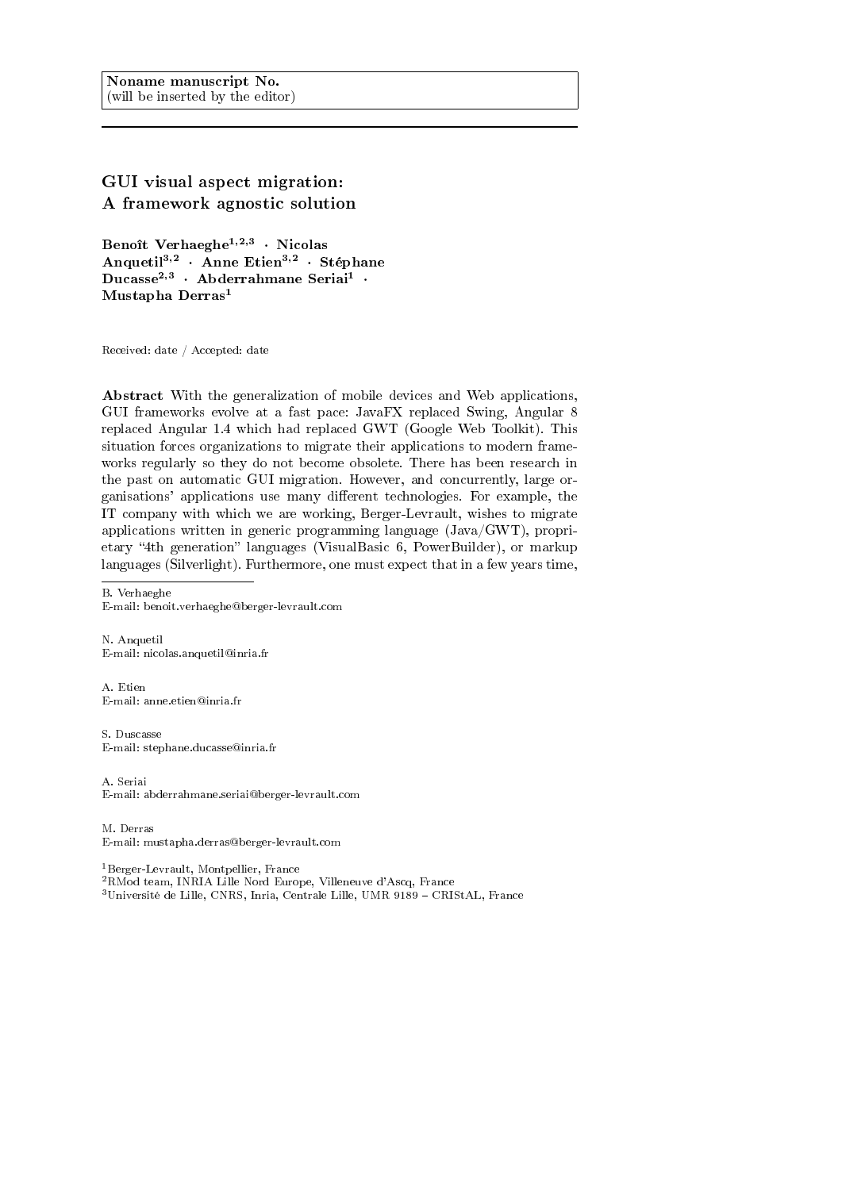Noname manuscript No.
(will be inserted by the editor)

# GUI visual aspect migration: A framework agnostic solution

**Benoît Verhaeghe**[1,2,3] **· Nicolas Anquetil**[3,2] **· Anne Etien**[3,2] **· Stéphane Ducasse**[2,3] **· Abderrahmane Seriai**[1] **· Mustapha Derras**[1]

Received: date / Accepted: date

**Abstract** With the generalization of mobile devices and Web applications, GUI frameworks evolve at a fast pace: JavaFX replaced Swing, Angular 8 replaced Angular 1.4 which had replaced GWT (Google Web Toolkit). This situation forces organizations to migrate their applications to modern frameworks regularly so they do not become obsolete. There has been research in the past on automatic GUI migration. However, and concurrently, large organisations' applications use many different technologies. For example, the IT company with which we are working, Berger-Levrault, wishes to migrate applications written in generic programming language (Java/GWT), proprietary "4th generation" languages (VisualBasic 6, PowerBuilder), or markup languages (Silverlight). Furthermore, one must expect that in a few years time,

---

B. Verhaeghe
E-mail: benoit.verhaeghe@berger-levrault.com

N. Anquetil
E-mail: nicolas.anquetil@inria.fr

A. Etien
E-mail: anne.etien@inria.fr

S. Duscasse
E-mail: stephane.ducasse@inria.fr

A. Seriai
E-mail: abderrahmane.seriai@berger-levrault.com

M. Derras
E-mail: mustapha.derras@berger-levrault.com

[1]Berger-Levrault, Montpellier, France
[2]RMod team, INRIA Lille Nord Europe, Villeneuve d'Ascq, France
[3]Université de Lille, CNRS, Inria, Centrale Lille, UMR 9189 – CRIStAL, France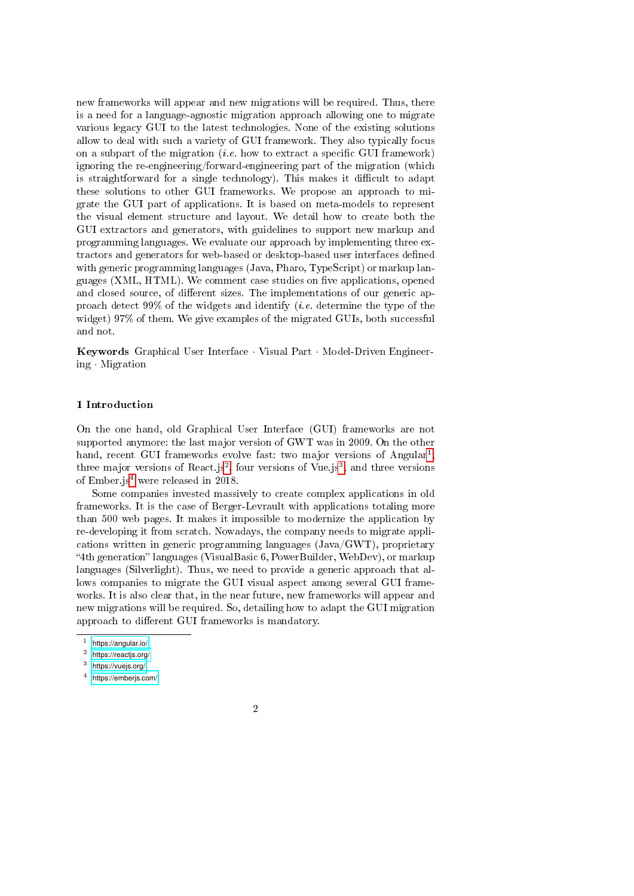new frameworks will appear and new migrations will be required. Thus, there is a need for a language-agnostic migration approach allowing one to migrate various legacy GUI to the latest technologies. None of the existing solutions allow to deal with such a variety of GUI framework. They also typically focus on a subpart of the migration (*i.e.* how to extract a specific GUI framework) ignoring the re-engineering/forward-engineering part of the migration (which is straightforward for a single technology). This makes it difficult to adapt these solutions to other GUI frameworks. We propose an approach to migrate the GUI part of applications. It is based on meta-models to represent the visual element structure and layout. We detail how to create both the GUI extractors and generators, with guidelines to support new markup and programming languages. We evaluate our approach by implementing three extractors and generators for web-based or desktop-based user interfaces defined with generic programming languages (Java, Pharo, TypeScript) or markup languages (XML, HTML). We comment case studies on five applications, opened and closed source, of different sizes. The implementations of our generic approach detect 99% of the widgets and identify (*i.e.* determine the type of the widget) 97% of them. We give examples of the migrated GUIs, both successful and not.

**Keywords** Graphical User Interface · Visual Part · Model-Driven Engineering · Migration

## 1 Introduction

On the one hand, old Graphical User Interface (GUI) frameworks are not supported anymore: the last major version of GWT was in 2009. On the other hand, recent GUI frameworks evolve fast: two major versions of Angular[1], three major versions of React.js[2], four versions of Vue.js[3], and three versions of Ember.js[4] were released in 2018.

Some companies invested massively to create complex applications in old frameworks. It is the case of Berger-Levrault with applications totaling more than 500 web pages. It makes it impossible to modernize the application by re-developing it from scratch. Nowadays, the company needs to migrate applications written in generic programming languages (Java/GWT), proprietary "4th generation" languages (VisualBasic 6, PowerBuilder, WebDev), or markup languages (Silverlight). Thus, we need to provide a generic approach that allows companies to migrate the GUI visual aspect among several GUI frameworks. It is also clear that, in the near future, new frameworks will appear and new migrations will be required. So, detailing how to adapt the GUI migration approach to different GUI frameworks is mandatory.

[1] https://angular.io/
[2] https://reactjs.org/
[3] https://vuejs.org/
[4] https://emberjs.com/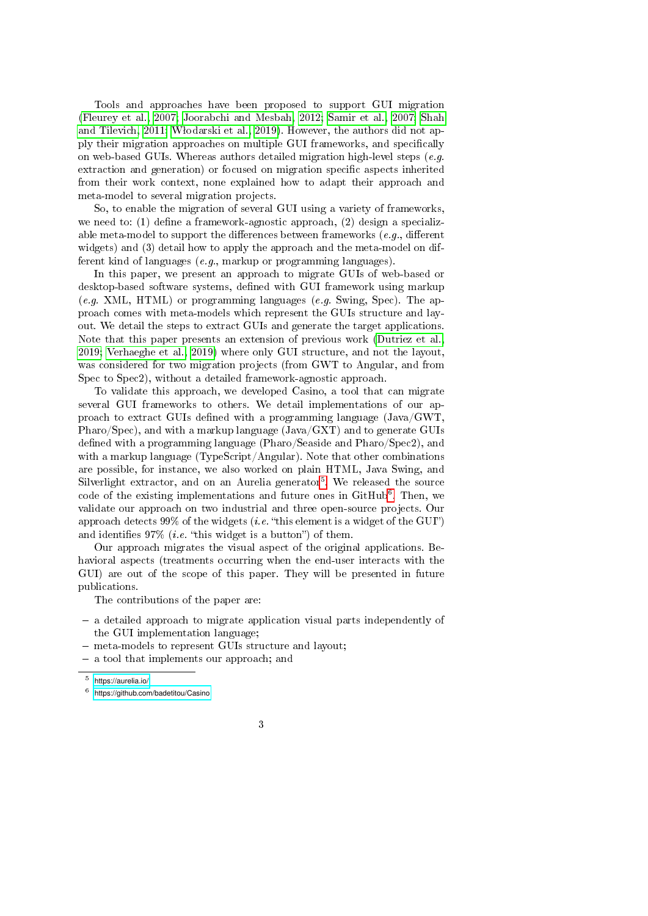Tools and approaches have been proposed to support GUI migration (Fleurey et al., 2007; Joorabchi and Mesbah, 2012; Samir et al., 2007; Shah and Tilevich, 2011; Włodarski et al., 2019). However, the authors did not apply their migration approaches on multiple GUI frameworks, and specifically on web-based GUIs. Whereas authors detailed migration high-level steps (*e.g.* extraction and generation) or focused on migration specific aspects inherited from their work context, none explained how to adapt their approach and meta-model to several migration projects.

So, to enable the migration of several GUI using a variety of frameworks, we need to: (1) define a framework-agnostic approach, (2) design a specializable meta-model to support the differences between frameworks (*e.g.*, different widgets) and (3) detail how to apply the approach and the meta-model on different kind of languages (*e.g.*, markup or programming languages).

In this paper, we present an approach to migrate GUIs of web-based or desktop-based software systems, defined with GUI framework using markup (*e.g.* XML, HTML) or programming languages (*e.g.* Swing, Spec). The approach comes with meta-models which represent the GUIs structure and layout. We detail the steps to extract GUIs and generate the target applications. Note that this paper presents an extension of previous work (Dutriez et al., 2019; Verhaeghe et al., 2019) where only GUI structure, and not the layout, was considered for two migration projects (from GWT to Angular, and from Spec to Spec2), without a detailed framework-agnostic approach.

To validate this approach, we developed Casino, a tool that can migrate several GUI frameworks to others. We detail implementations of our approach to extract GUIs defined with a programming language (Java/GWT, Pharo/Spec), and with a markup language (Java/GXT) and to generate GUIs defined with a programming language (Pharo/Seaside and Pharo/Spec2), and with a markup language (TypeScript/Angular). Note that other combinations are possible, for instance, we also worked on plain HTML, Java Swing, and Silverlight extractor, and on an Aurelia generator[5]. We released the source code of the existing implementations and future ones in GitHub[6]. Then, we validate our approach on two industrial and three open-source projects. Our approach detects 99% of the widgets (*i.e.* "this element is a widget of the GUI") and identifies 97% (*i.e.* "this widget is a button") of them.

Our approach migrates the visual aspect of the original applications. Behavioral aspects (treatments occurring when the end-user interacts with the GUI) are out of the scope of this paper. They will be presented in future publications.

The contributions of the paper are:

- a detailed approach to migrate application visual parts independently of the GUI implementation language;
- meta-models to represent GUIs structure and layout;
- a tool that implements our approach; and

[5] https://aurelia.io/

[6] https://github.com/badetitou/Casino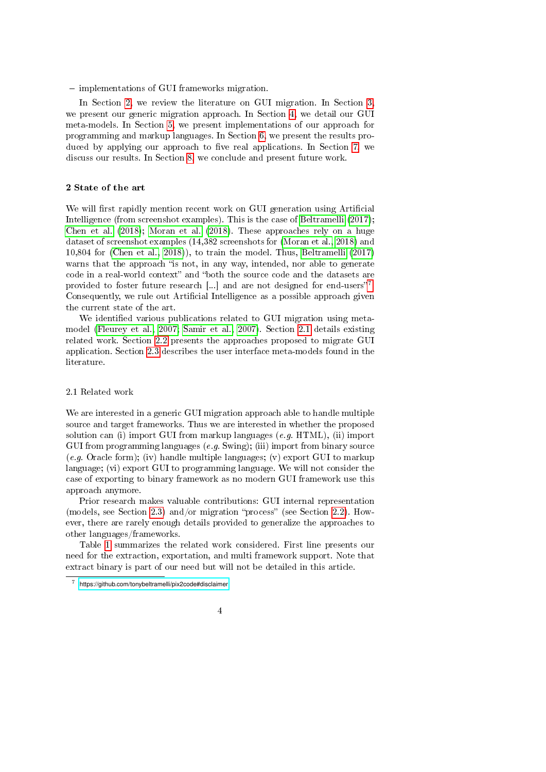– implementations of GUI frameworks migration.

In Section 2, we review the literature on GUI migration. In Section 3, we present our generic migration approach. In Section 4, we detail our GUI meta-models. In Section 5, we present implementations of our approach for programming and markup languages. In Section 6, we present the results produced by applying our approach to five real applications. In Section 7, we discuss our results. In Section 8, we conclude and present future work.

## 2 State of the art

We will first rapidly mention recent work on GUI generation using Artificial Intelligence (from screenshot examples). This is the case of Beltramelli (2017); Chen et al. (2018); Moran et al. (2018). These approaches rely on a huge dataset of screenshot examples (14,382 screenshots for (Moran et al., 2018) and 10,804 for (Chen et al., 2018)), to train the model. Thus, Beltramelli (2017) warns that the approach "is not, in any way, intended, nor able to generate code in a real-world context" and "both the source code and the datasets are provided to foster future research [...] and are not designed for end-users"[7]. Consequently, we rule out Artificial Intelligence as a possible approach given the current state of the art.

We identified various publications related to GUI migration using meta-model (Fleurey et al., 2007; Samir et al., 2007). Section 2.1 details existing related work. Section 2.2 presents the approaches proposed to migrate GUI application. Section 2.3 describes the user interface meta-models found in the literature.

### 2.1 Related work

We are interested in a generic GUI migration approach able to handle multiple source and target frameworks. Thus we are interested in whether the proposed solution can (i) import GUI from markup languages (*e.g.* HTML), (ii) import GUI from programming languages (*e.g.* Swing); (iii) import from binary source (*e.g.* Oracle form); (iv) handle multiple languages; (v) export GUI to markup language; (vi) export GUI to programming language. We will not consider the case of exporting to binary framework as no modern GUI framework use this approach anymore.

Prior research makes valuable contributions: GUI internal representation (models, see Section 2.3) and/or migration "process" (see Section 2.2). However, there are rarely enough details provided to generalize the approaches to other languages/frameworks.

Table 1 summarizes the related work considered. First line presents our need for the extraction, exportation, and multi framework support. Note that extract binary is part of our need but will not be detailed in this article.

[7] https://github.com/tonybeltramelli/pix2code#disclaimer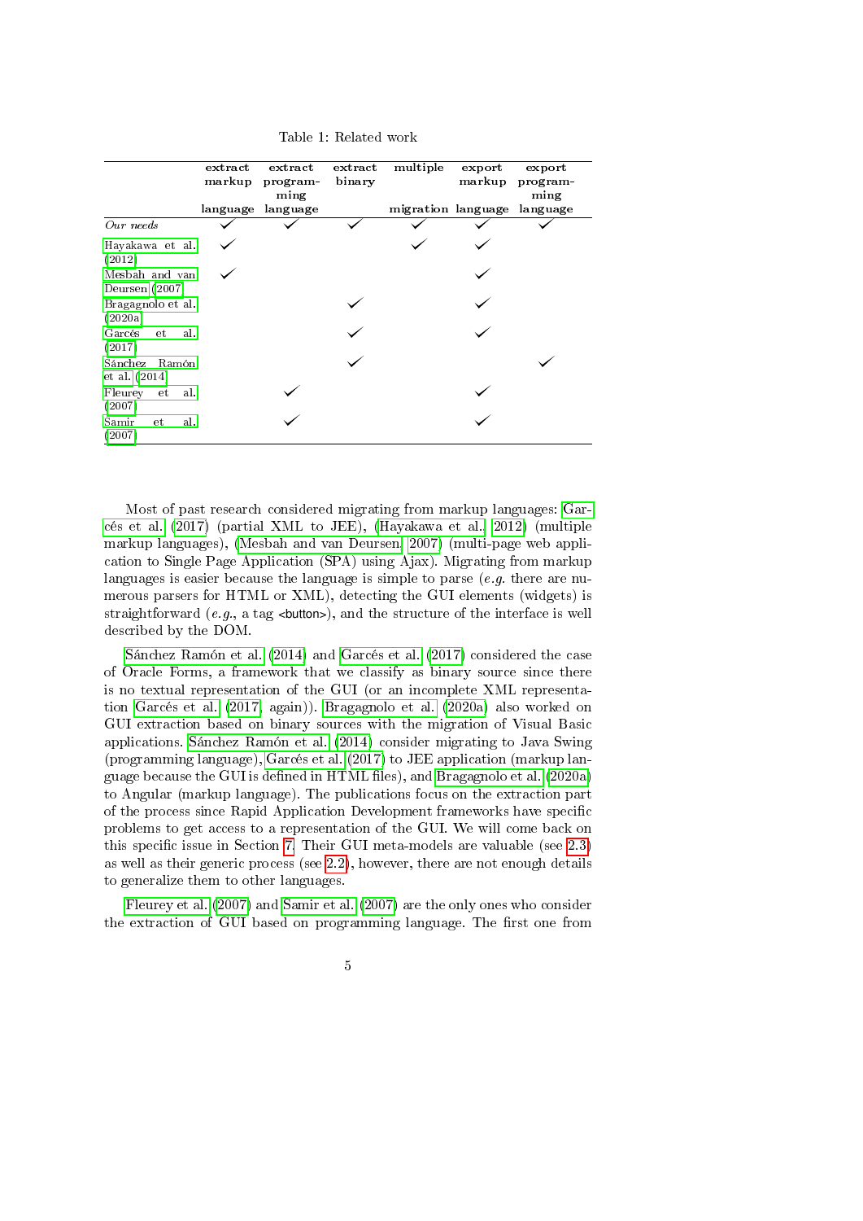Table 1: Related work

| | extract markup language | extract programming language | extract binary | multiple migration | export markup language | export programming language |
|---|---|---|---|---|---|---|
| *Our needs* | ✓ | ✓ | ✓ | ✓ | ✓ | ✓ |
| Hayakawa et al. (2012) | ✓ | | | ✓ | ✓ | |
| Mesbah and van Deursen (2007) | ✓ | | | | ✓ | |
| Bragagnolo et al. (2020a) | | | ✓ | | ✓ | |
| Garcés et al. (2017) | | | ✓ | | ✓ | |
| Sánchez Ramón et al. (2014) | | | ✓ | | | ✓ |
| Fleurey et al. (2007) | | ✓ | | | ✓ | |
| Samir et al. (2007) | | ✓ | | | ✓ | |

Most of past research considered migrating from markup languages: Garcés et al. (2017) (partial XML to JEE), (Hayakawa et al., 2012) (multiple markup languages), (Mesbah and van Deursen, 2007) (multi-page web application to Single Page Application (SPA) using Ajax). Migrating from markup languages is easier because the language is simple to parse (*e.g.* there are numerous parsers for HTML or XML), detecting the GUI elements (widgets) is straightforward (*e.g.*, a tag `<button>`), and the structure of the interface is well described by the DOM.

Sánchez Ramón et al. (2014) and Garcés et al. (2017) considered the case of Oracle Forms, a framework that we classify as binary source since there is no textual representation of the GUI (or an incomplete XML representation Garcés et al. (2017, again)). Bragagnolo et al. (2020a) also worked on GUI extraction based on binary sources with the migration of Visual Basic applications. Sánchez Ramón et al. (2014) consider migrating to Java Swing (programming language), Garcés et al. (2017) to JEE application (markup language because the GUI is defined in HTML files), and Bragagnolo et al. (2020a) to Angular (markup language). The publications focus on the extraction part of the process since Rapid Application Development frameworks have specific problems to get access to a representation of the GUI. We will come back on this specific issue in Section 7. Their GUI meta-models are valuable (see 2.3) as well as their generic process (see 2.2), however, there are not enough details to generalize them to other languages.

Fleurey et al. (2007) and Samir et al. (2007) are the only ones who consider the extraction of GUI based on programming language. The first one from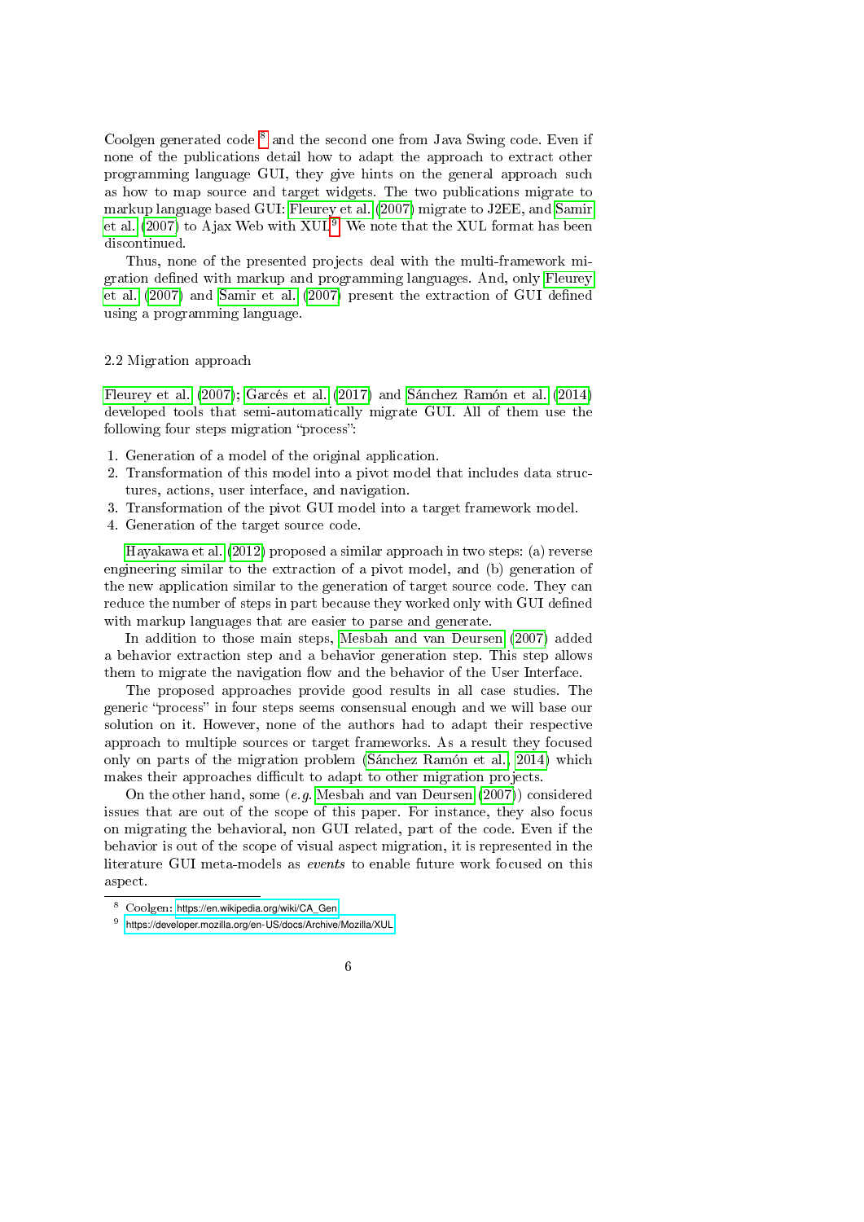Coolgen generated code [8] and the second one from Java Swing code. Even if none of the publications detail how to adapt the approach to extract other programming language GUI, they give hints on the general approach such as how to map source and target widgets. The two publications migrate to markup language based GUI: Fleurey et al. (2007) migrate to J2EE, and Samir et al. (2007) to Ajax Web with XUL[9]. We note that the XUL format has been discontinued.

Thus, none of the presented projects deal with the multi-framework migration defined with markup and programming languages. And, only Fleurey et al. (2007) and Samir et al. (2007) present the extraction of GUI defined using a programming language.

## 2.2 Migration approach

Fleurey et al. (2007); Garcés et al. (2017) and Sánchez Ramón et al. (2014) developed tools that semi-automatically migrate GUI. All of them use the following four steps migration "process":

1. Generation of a model of the original application.
2. Transformation of this model into a pivot model that includes data structures, actions, user interface, and navigation.
3. Transformation of the pivot GUI model into a target framework model.
4. Generation of the target source code.

Hayakawa et al. (2012) proposed a similar approach in two steps: (a) reverse engineering similar to the extraction of a pivot model, and (b) generation of the new application similar to the generation of target source code. They can reduce the number of steps in part because they worked only with GUI defined with markup languages that are easier to parse and generate.

In addition to those main steps, Mesbah and van Deursen (2007) added a behavior extraction step and a behavior generation step. This step allows them to migrate the navigation flow and the behavior of the User Interface.

The proposed approaches provide good results in all case studies. The generic "process" in four steps seems consensual enough and we will base our solution on it. However, none of the authors had to adapt their respective approach to multiple sources or target frameworks. As a result they focused only on parts of the migration problem (Sánchez Ramón et al., 2014) which makes their approaches difficult to adapt to other migration projects.

On the other hand, some (*e.g.* Mesbah and van Deursen (2007)) considered issues that are out of the scope of this paper. For instance, they also focus on migrating the behavioral, non GUI related, part of the code. Even if the behavior is out of the scope of visual aspect migration, it is represented in the literature GUI meta-models as *events* to enable future work focused on this aspect.

---

[8] Coolgen: https://en.wikipedia.org/wiki/CA_Gen

[9] https://developer.mozilla.org/en-US/docs/Archive/Mozilla/XUL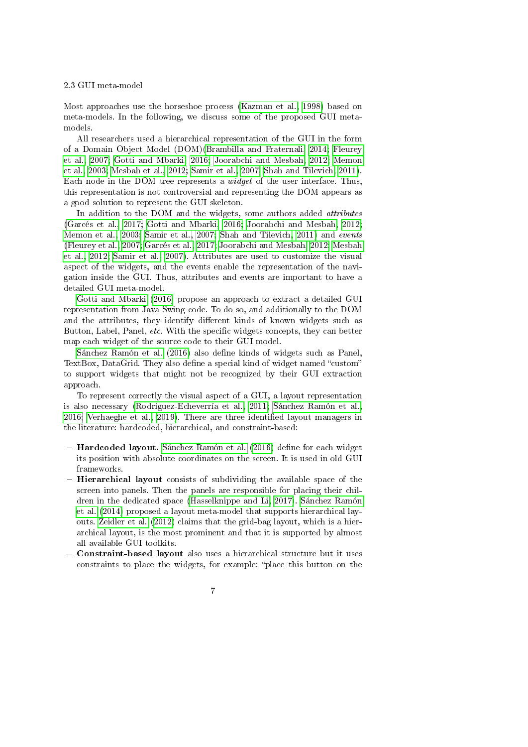### 2.3 GUI meta-model

Most approaches use the horseshoe process (Kazman et al., 1998) based on meta-models. In the following, we discuss some of the proposed GUI meta-models.

All researchers used a hierarchical representation of the GUI in the form of a Domain Object Model (DOM)(Brambilla and Fraternali, 2014; Fleurey et al., 2007; Gotti and Mbarki, 2016; Joorabchi and Mesbah, 2012; Memon et al., 2003; Mesbah et al., 2012; Samir et al., 2007; Shah and Tilevich, 2011). Each node in the DOM tree represents a *widget* of the user interface. Thus, this representation is not controversial and representing the DOM appears as a good solution to represent the GUI skeleton.

In addition to the DOM and the widgets, some authors added *attributes* (Garcés et al., 2017; Gotti and Mbarki, 2016; Joorabchi and Mesbah, 2012; Memon et al., 2003; Samir et al., 2007; Shah and Tilevich, 2011) and *events* (Fleurey et al., 2007; Garcés et al., 2017; Joorabchi and Mesbah, 2012; Mesbah et al., 2012; Samir et al., 2007). Attributes are used to customize the visual aspect of the widgets, and the events enable the representation of the navigation inside the GUI. Thus, attributes and events are important to have a detailed GUI meta-model.

Gotti and Mbarki (2016) propose an approach to extract a detailed GUI representation from Java Swing code. To do so, and additionally to the DOM and the attributes, they identify different kinds of known widgets such as Button, Label, Panel, *etc.* With the specific widgets concepts, they can better map each widget of the source code to their GUI model.

Sánchez Ramón et al. (2016) also define kinds of widgets such as Panel, TextBox, DataGrid. They also define a special kind of widget named "custom" to support widgets that might not be recognized by their GUI extraction approach.

To represent correctly the visual aspect of a GUI, a layout representation is also necessary (Rodríguez-Echeverría et al., 2011; Sánchez Ramón et al., 2016; Verhaeghe et al., 2019). There are three identified layout managers in the literature: hardcoded, hierarchical, and constraint-based:

- **Hardcoded layout.** Sánchez Ramón et al. (2016) define for each widget its position with absolute coordinates on the screen. It is used in old GUI frameworks.
- **Hierarchical layout** consists of subdividing the available space of the screen into panels. Then the panels are responsible for placing their children in the dedicated space (Hasselknippe and Li, 2017). Sánchez Ramón et al. (2014) proposed a layout meta-model that supports hierarchical layouts. Zeidler et al. (2012) claims that the grid-bag layout, which is a hierarchical layout, is the most prominent and that it is supported by almost all available GUI toolkits.
- **Constraint-based layout** also uses a hierarchical structure but it uses constraints to place the widgets, for example: "place this button on the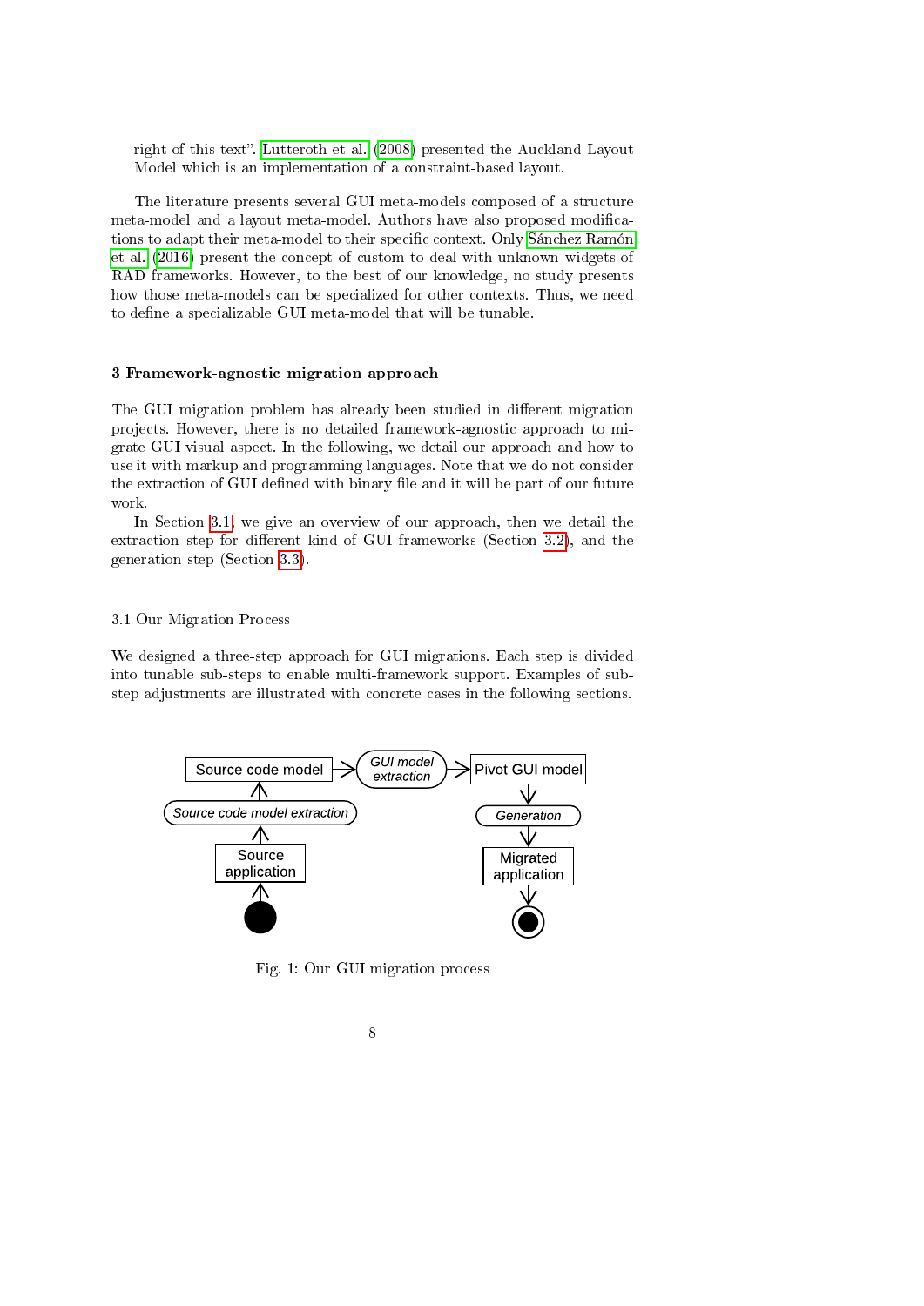right of this text". Lutteroth et al. (2008) presented the Auckland Layout Model which is an implementation of a constraint-based layout.

The literature presents several GUI meta-models composed of a structure meta-model and a layout meta-model. Authors have also proposed modifications to adapt their meta-model to their specific context. Only Sánchez Ramón et al. (2016) present the concept of custom to deal with unknown widgets of RAD frameworks. However, to the best of our knowledge, no study presents how those meta-models can be specialized for other contexts. Thus, we need to define a specializable GUI meta-model that will be tunable.

## 3 Framework-agnostic migration approach

The GUI migration problem has already been studied in different migration projects. However, there is no detailed framework-agnostic approach to migrate GUI visual aspect. In the following, we detail our approach and how to use it with markup and programming languages. Note that we do not consider the extraction of GUI defined with binary file and it will be part of our future work.

In Section 3.1, we give an overview of our approach, then we detail the extraction step for different kind of GUI frameworks (Section 3.2), and the generation step (Section 3.3).

### 3.1 Our Migration Process

We designed a three-step approach for GUI migrations. Each step is divided into tunable sub-steps to enable multi-framework support. Examples of sub-step adjustments are illustrated with concrete cases in the following sections.

Fig. 1: Our GUI migration process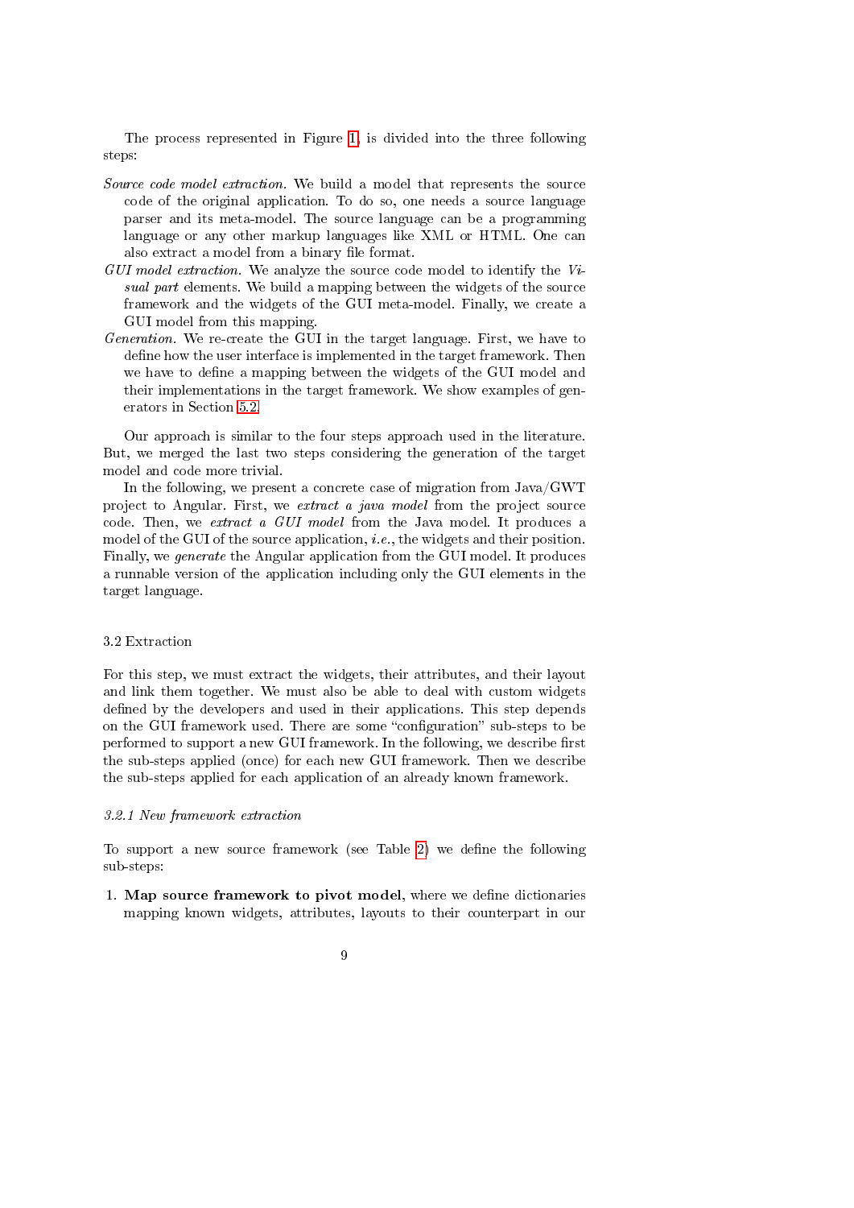The process represented in Figure 1, is divided into the three following steps:

- *Source code model extraction.* We build a model that represents the source code of the original application. To do so, one needs a source language parser and its meta-model. The source language can be a programming language or any other markup languages like XML or HTML. One can also extract a model from a binary file format.
- *GUI model extraction.* We analyze the source code model to identify the *Visual part* elements. We build a mapping between the widgets of the source framework and the widgets of the GUI meta-model. Finally, we create a GUI model from this mapping.
- *Generation.* We re-create the GUI in the target language. First, we have to define how the user interface is implemented in the target framework. Then we have to define a mapping between the widgets of the GUI model and their implementations in the target framework. We show examples of generators in Section 5.2.

Our approach is similar to the four steps approach used in the literature. But, we merged the last two steps considering the generation of the target model and code more trivial.

In the following, we present a concrete case of migration from Java/GWT project to Angular. First, we *extract a java model* from the project source code. Then, we *extract a GUI model* from the Java model. It produces a model of the GUI of the source application, *i.e.*, the widgets and their position. Finally, we *generate* the Angular application from the GUI model. It produces a runnable version of the application including only the GUI elements in the target language.

### 3.2 Extraction

For this step, we must extract the widgets, their attributes, and their layout and link them together. We must also be able to deal with custom widgets defined by the developers and used in their applications. This step depends on the GUI framework used. There are some "configuration" sub-steps to be performed to support a new GUI framework. In the following, we describe first the sub-steps applied (once) for each new GUI framework. Then we describe the sub-steps applied for each application of an already known framework.

#### *3.2.1 New framework extraction*

To support a new source framework (see Table 2) we define the following sub-steps:

1. **Map source framework to pivot model**, where we define dictionaries mapping known widgets, attributes, layouts to their counterpart in our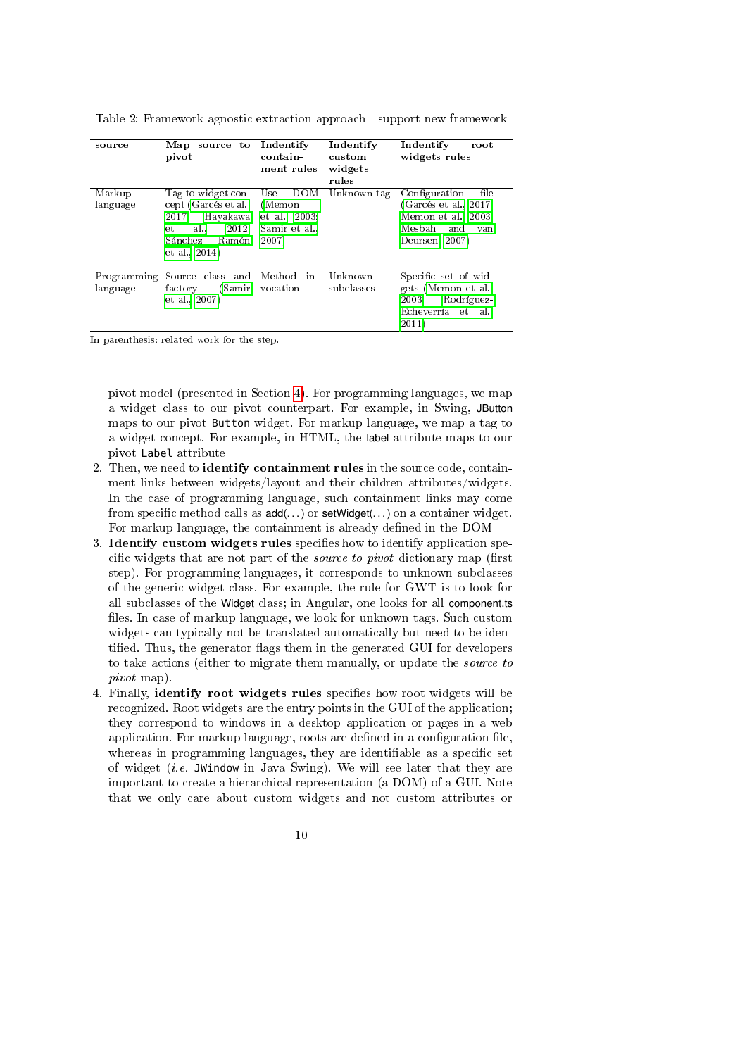Table 2: Framework agnostic extraction approach - support new framework

| source | Map source to pivot | Indentify containment rules | Indentify custom widgets rules | Indentify root widgets rules |
|---|---|---|---|---|
| Markup language | Tag to widget concept (Garcés et al., 2017; Hayakawa et al., 2012; Sánchez Ramón et al., 2014) | Use DOM (Memon et al., 2003; Samir et al., 2007) | Unknown tag | Configuration file (Garcés et al., 2017; Memon et al., 2003; Mesbah and van Deursen, 2007) |
| Programming language | Source class and factory (Samir et al., 2007) | Method invocation | Unknown subclasses | Specific set of widgets (Memon et al., 2003; Rodríguez-Echeverría et al., 2011) |

In parenthesis: related work for the step.

pivot model (presented in Section 4). For programming languages, we map a widget class to our pivot counterpart. For example, in Swing, JButton maps to our pivot `Button` widget. For markup language, we map a tag to a widget concept. For example, in HTML, the label attribute maps to our pivot `Label` attribute

2. Then, we need to **identify containment rules** in the source code, containment links between widgets/layout and their children attributes/widgets. In the case of programming language, such containment links may come from specific method calls as add(...) or setWidget(...) on a container widget. For markup language, the containment is already defined in the DOM
3. **Identify custom widgets rules** specifies how to identify application specific widgets that are not part of the *source to pivot* dictionary map (first step). For programming languages, it corresponds to unknown subclasses of the generic widget class. For example, the rule for GWT is to look for all subclasses of the Widget class; in Angular, one looks for all component.ts files. In case of markup language, we look for unknown tags. Such custom widgets can typically not be translated automatically but need to be identified. Thus, the generator flags them in the generated GUI for developers to take actions (either to migrate them manually, or update the *source to pivot* map).
4. Finally, **identify root widgets rules** specifies how root widgets will be recognized. Root widgets are the entry points in the GUI of the application; they correspond to windows in a desktop application or pages in a web application. For markup language, roots are defined in a configuration file, whereas in programming languages, they are identifiable as a specific set of widget (*i.e.* `JWindow` in Java Swing). We will see later that they are important to create a hierarchical representation (a DOM) of a GUI. Note that we only care about custom widgets and not custom attributes or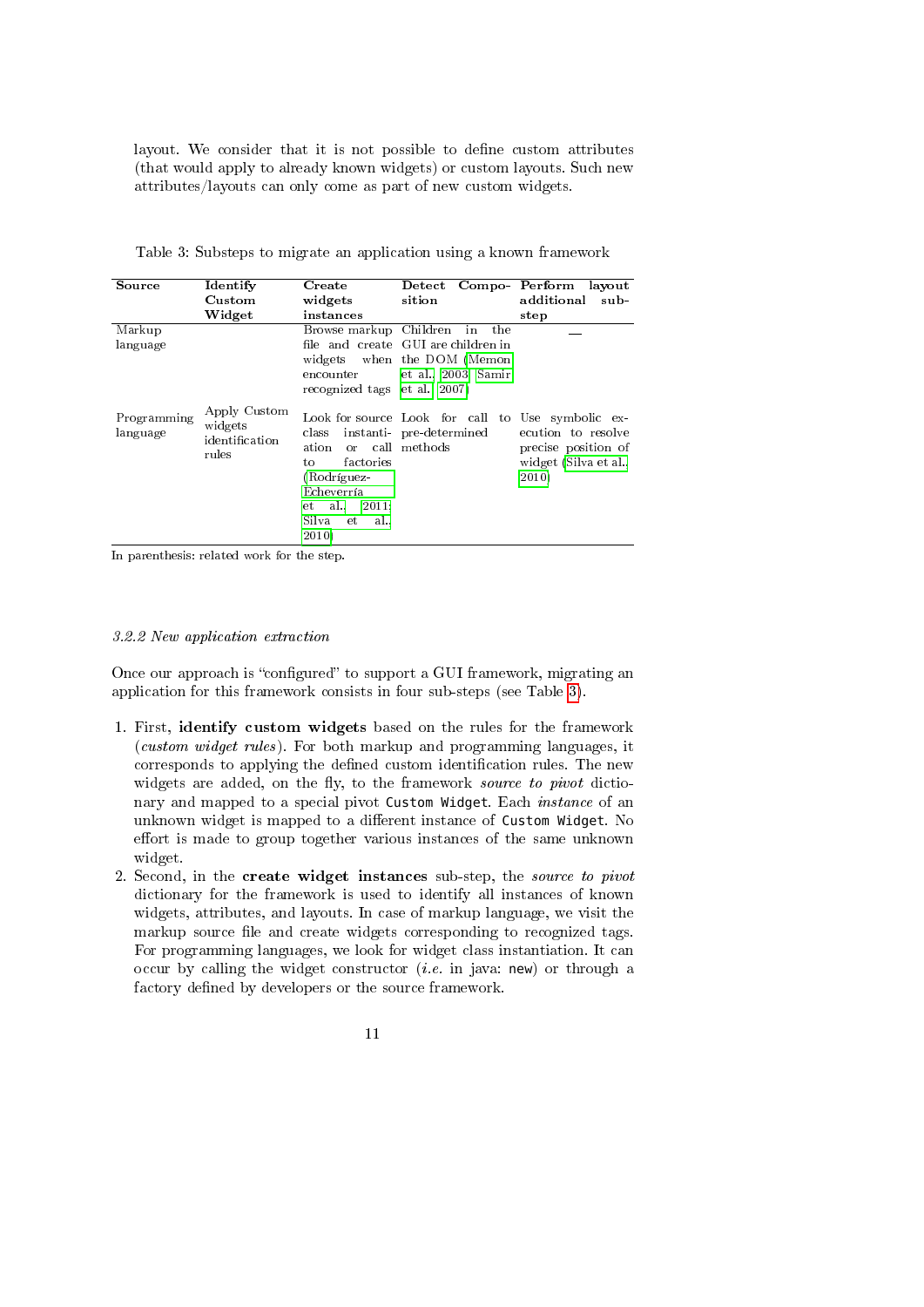layout. We consider that it is not possible to define custom attributes (that would apply to already known widgets) or custom layouts. Such new attributes/layouts can only come as part of new custom widgets.

Table 3: Substeps to migrate an application using a known framework

| Source | Identify Custom Widget | Create widgets instances | Detect Composition | Perform layout additional sub-step |
|---|---|---|---|---|
| Markup language | Apply Custom widgets identification rules | Browse markup file and create widgets when encounter recognized tags | Children in the GUI are children in the DOM (Memon et al., 2003; Samir et al., 2007) | — |
| Programming language | | Look for source class instantiation or call to factories (Rodríguez-Echeverría et al., 2011; Silva et al., 2010) | Look for call to pre-determined methods | Use symbolic execution to resolve precise position of widget (Silva et al., 2010) |

In parenthesis: related work for the step.

#### 3.2.2 New application extraction

Once our approach is "configured" to support a GUI framework, migrating an application for this framework consists in four sub-steps (see Table 3).

1. First, **identify custom widgets** based on the rules for the framework (*custom widget rules*). For both markup and programming languages, it corresponds to applying the defined custom identification rules. The new widgets are added, on the fly, to the framework *source to pivot* dictionary and mapped to a special pivot `Custom Widget`. Each *instance* of an unknown widget is mapped to a different instance of `Custom Widget`. No effort is made to group together various instances of the same unknown widget.
2. Second, in the **create widget instances** sub-step, the *source to pivot* dictionary for the framework is used to identify all instances of known widgets, attributes, and layouts. In case of markup language, we visit the markup source file and create widgets corresponding to recognized tags. For programming languages, we look for widget class instantiation. It can occur by calling the widget constructor (*i.e.* in java: `new`) or through a factory defined by developers or the source framework.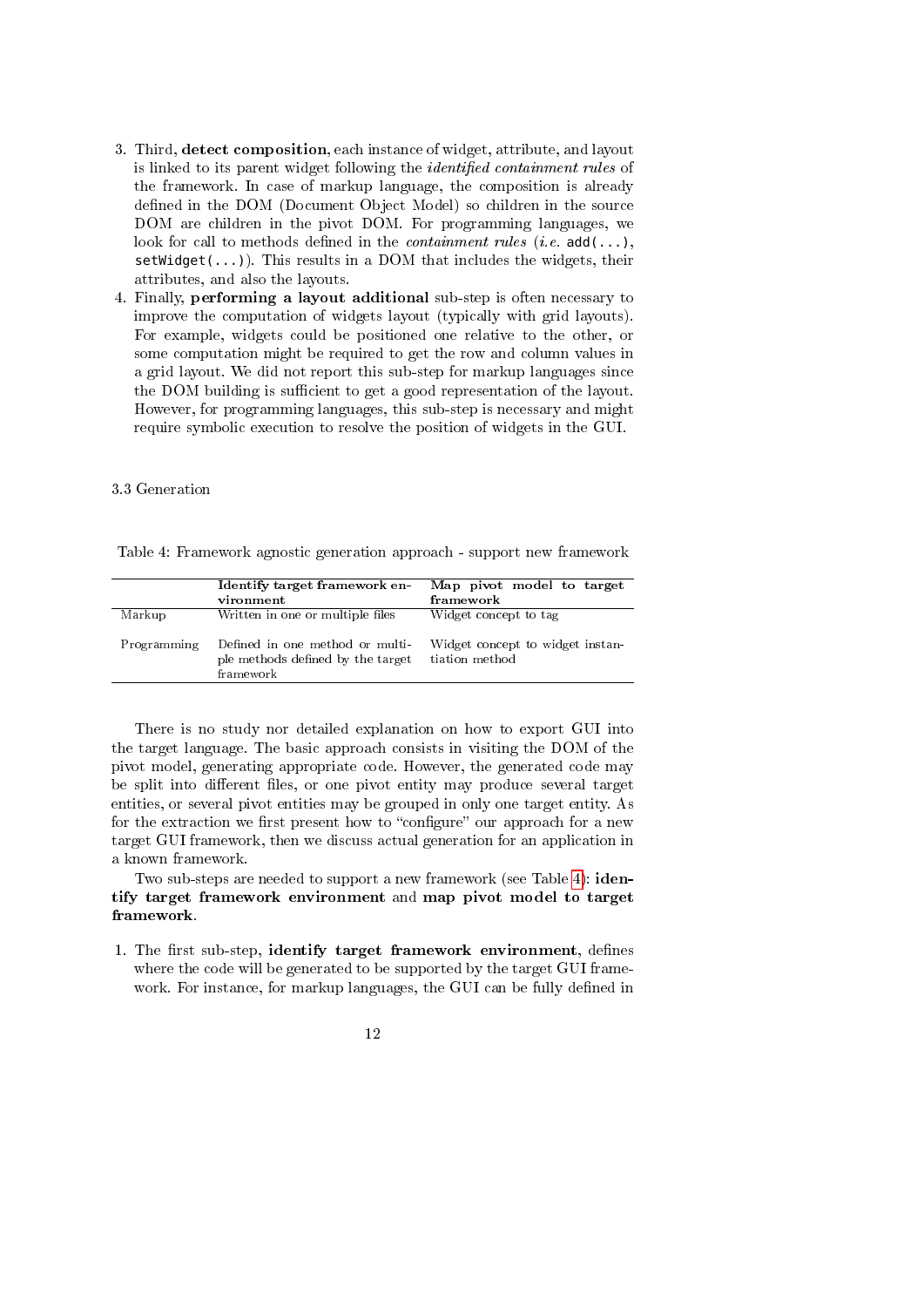3. Third, **detect composition**, each instance of widget, attribute, and layout is linked to its parent widget following the *identified containment rules* of the framework. In case of markup language, the composition is already defined in the DOM (Document Object Model) so children in the source DOM are children in the pivot DOM. For programming languages, we look for call to methods defined in the *containment rules* (*i.e.* `add(...)`, `setWidget(...)`). This results in a DOM that includes the widgets, their attributes, and also the layouts.
4. Finally, **performing a layout additional** sub-step is often necessary to improve the computation of widgets layout (typically with grid layouts). For example, widgets could be positioned one relative to the other, or some computation might be required to get the row and column values in a grid layout. We did not report this sub-step for markup languages since the DOM building is sufficient to get a good representation of the layout. However, for programming languages, this sub-step is necessary and might require symbolic execution to resolve the position of widgets in the GUI.

### 3.3 Generation

Table 4: Framework agnostic generation approach - support new framework

| | **Identify target framework environment** | **Map pivot model to target framework** |
|---|---|---|
| Markup | Written in one or multiple files | Widget concept to tag |
| Programming | Defined in one method or multiple methods defined by the target framework | Widget concept to widget instantiation method |

There is no study nor detailed explanation on how to export GUI into the target language. The basic approach consists in visiting the DOM of the pivot model, generating appropriate code. However, the generated code may be split into different files, or one pivot entity may produce several target entities, or several pivot entities may be grouped in only one target entity. As for the extraction we first present how to "configure" our approach for a new target GUI framework, then we discuss actual generation for an application in a known framework.

Two sub-steps are needed to support a new framework (see Table 4): **identify target framework environment** and **map pivot model to target framework**.

1. The first sub-step, **identify target framework environment**, defines where the code will be generated to be supported by the target GUI framework. For instance, for markup languages, the GUI can be fully defined in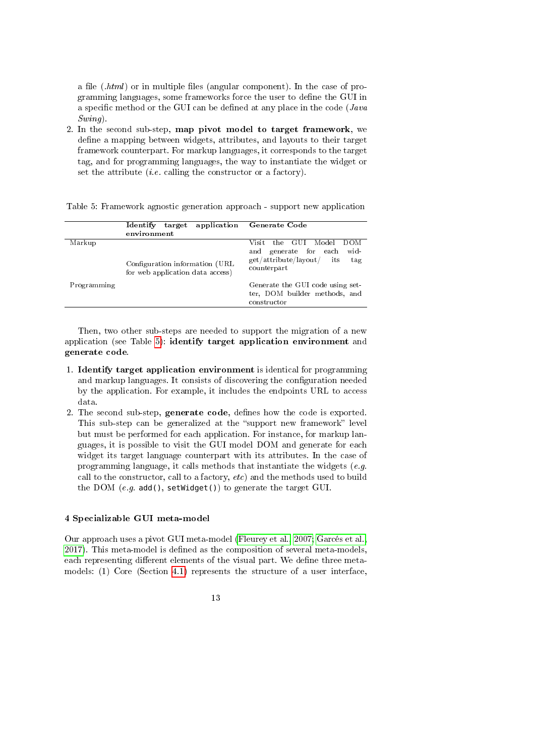a file (*.html*) or in multiple files (angular component). In the case of programming languages, some frameworks force the user to define the GUI in a specific method or the GUI can be defined at any place in the code (*Java Swing*).

2. In the second sub-step, **map pivot model to target framework**, we define a mapping between widgets, attributes, and layouts to their target framework counterpart. For markup languages, it corresponds to the target tag, and for programming languages, the way to instantiate the widget or set the attribute (*i.e.* calling the constructor or a factory).

Table 5: Framework agnostic generation approach - support new application

| | **Identify target application environment** | **Generate Code** |
|---|---|---|
| Markup | Configuration information (URL for web application data access) | Visit the GUI Model DOM and generate for each widget/attribute/layout/ its tag counterpart |
| Programming | | Generate the GUI code using setter, DOM builder methods, and constructor |

Then, two other sub-steps are needed to support the migration of a new application (see Table 5): **identify target application environment** and **generate code**.

1. **Identify target application environment** is identical for programming and markup languages. It consists of discovering the configuration needed by the application. For example, it includes the endpoints URL to access data.
2. The second sub-step, **generate code**, defines how the code is exported. This sub-step can be generalized at the "support new framework" level but must be performed for each application. For instance, for markup languages, it is possible to visit the GUI model DOM and generate for each widget its target language counterpart with its attributes. In the case of programming language, it calls methods that instantiate the widgets (*e.g.* call to the constructor, call to a factory, *etc*) and the methods used to build the DOM (*e.g.* `add()`, `setWidget()`) to generate the target GUI.

## 4 Specializable GUI meta-model

Our approach uses a pivot GUI meta-model (Fleurey et al., 2007; Garcés et al., 2017). This meta-model is defined as the composition of several meta-models, each representing different elements of the visual part. We define three meta-models: (1) Core (Section 4.1) represents the structure of a user interface,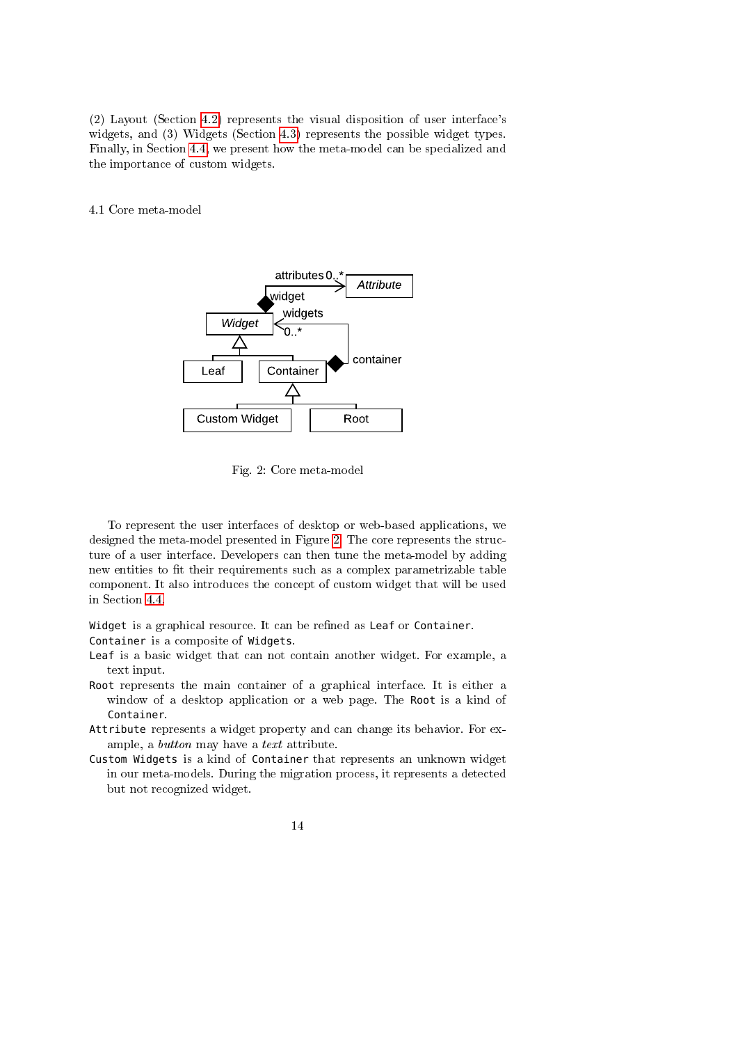(2) Layout (Section 4.2) represents the visual disposition of user interface's widgets, and (3) Widgets (Section 4.3) represents the possible widget types. Finally, in Section 4.4, we present how the meta-model can be specialized and the importance of custom widgets.

### 4.1 Core meta-model

Fig. 2: Core meta-model

To represent the user interfaces of desktop or web-based applications, we designed the meta-model presented in Figure 2. The core represents the structure of a user interface. Developers can then tune the meta-model by adding new entities to fit their requirements such as a complex parametrizable table component. It also introduces the concept of custom widget that will be used in Section 4.4.

`Widget` is a graphical resource. It can be refined as `Leaf` or `Container`.

`Container` is a composite of `Widgets`.

`Leaf` is a basic widget that can not contain another widget. For example, a text input.

`Root` represents the main container of a graphical interface. It is either a window of a desktop application or a web page. The `Root` is a kind of `Container`.

`Attribute` represents a widget property and can change its behavior. For example, a *button* may have a *text* attribute.

`Custom Widgets` is a kind of `Container` that represents an unknown widget in our meta-models. During the migration process, it represents a detected but not recognized widget.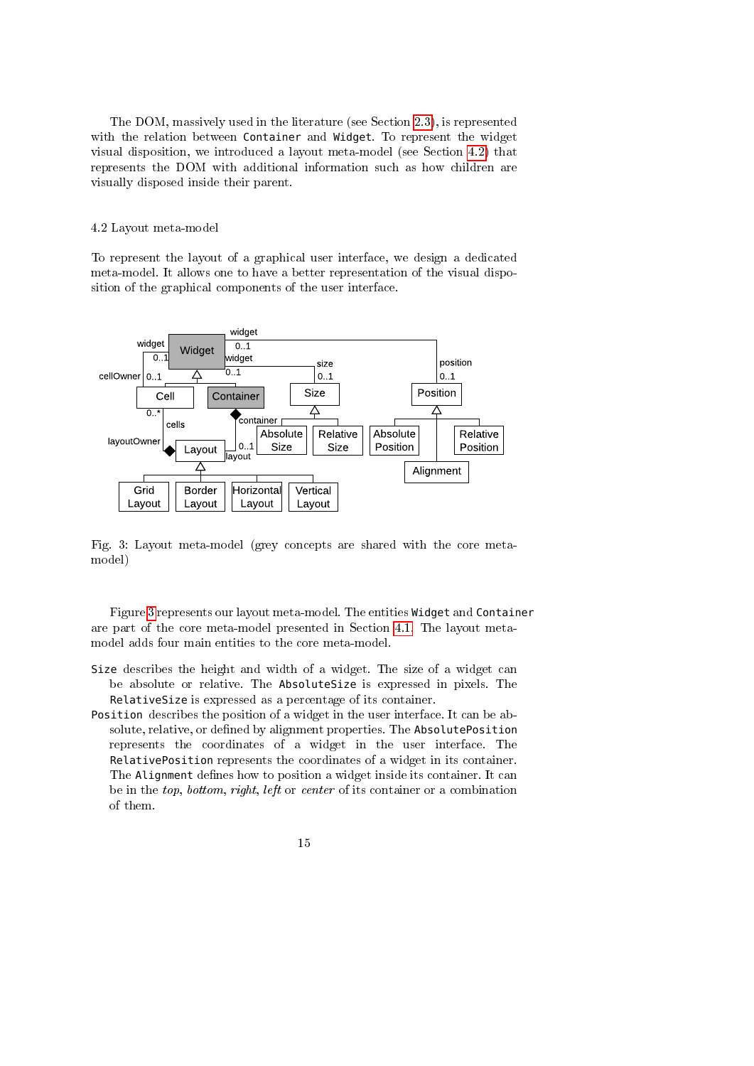The DOM, massively used in the literature (see Section 2.3), is represented with the relation between `Container` and `Widget`. To represent the widget visual disposition, we introduced a layout meta-model (see Section 4.2) that represents the DOM with additional information such as how children are visually disposed inside their parent.

### 4.2 Layout meta-model

To represent the layout of a graphical user interface, we design a dedicated meta-model. It allows one to have a better representation of the visual disposition of the graphical components of the user interface.

Fig. 3: Layout meta-model (grey concepts are shared with the core meta-model)

Figure 3 represents our layout meta-model. The entities `Widget` and `Container` are part of the core meta-model presented in Section 4.1. The layout meta-model adds four main entities to the core meta-model.

`Size` describes the height and width of a widget. The size of a widget can be absolute or relative. The `AbsoluteSize` is expressed in pixels. The `RelativeSize` is expressed as a percentage of its container.

`Position` describes the position of a widget in the user interface. It can be absolute, relative, or defined by alignment properties. The `AbsolutePosition` represents the coordinates of a widget in the user interface. The `RelativePosition` represents the coordinates of a widget in its container. The `Alignment` defines how to position a widget inside its container. It can be in the *top*, *bottom*, *right*, *left* or *center* of its container or a combination of them.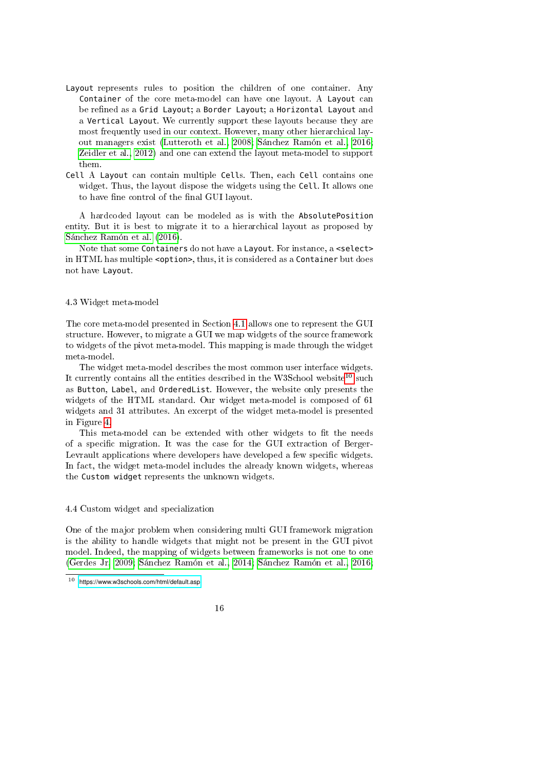`Layout` represents rules to position the children of one container. Any `Container` of the core meta-model can have one layout. A `Layout` can be refined as a `Grid Layout`; a `Border Layout`; a `Horizontal Layout` and a `Vertical Layout`. We currently support these layouts because they are most frequently used in our context. However, many other hierarchical layout managers exist (Lutteroth et al., 2008; Sánchez Ramón et al., 2016; Zeidler et al., 2012) and one can extend the layout meta-model to support them.

`Cell` A `Layout` can contain multiple `Cells`. Then, each `Cell` contains one widget. Thus, the layout dispose the widgets using the `Cell`. It allows one to have fine control of the final GUI layout.

A hardcoded layout can be modeled as is with the `AbsolutePosition` entity. But it is best to migrate it to a hierarchical layout as proposed by Sánchez Ramón et al. (2016).

Note that some `Containers` do not have a `Layout`. For instance, a `<select>` in HTML has multiple `<option>`, thus, it is considered as a `Container` but does not have `Layout`.

### 4.3 Widget meta-model

The core meta-model presented in Section 4.1 allows one to represent the GUI structure. However, to migrate a GUI we map widgets of the source framework to widgets of the pivot meta-model. This mapping is made through the widget meta-model.

The widget meta-model describes the most common user interface widgets. It currently contains all the entities described in the W3School website[10] such as `Button`, `Label`, and `OrderedList`. However, the website only presents the widgets of the HTML standard. Our widget meta-model is composed of 61 widgets and 31 attributes. An excerpt of the widget meta-model is presented in Figure 4.

This meta-model can be extended with other widgets to fit the needs of a specific migration. It was the case for the GUI extraction of Berger-Levrault applications where developers have developed a few specific widgets. In fact, the widget meta-model includes the already known widgets, whereas the `Custom widget` represents the unknown widgets.

### 4.4 Custom widget and specialization

One of the major problem when considering multi GUI framework migration is the ability to handle widgets that might not be present in the GUI pivot model. Indeed, the mapping of widgets between frameworks is not one to one (Gerdes Jr, 2009; Sánchez Ramón et al., 2014; Sánchez Ramón et al., 2016;

[10] https://www.w3schools.com/html/default.asp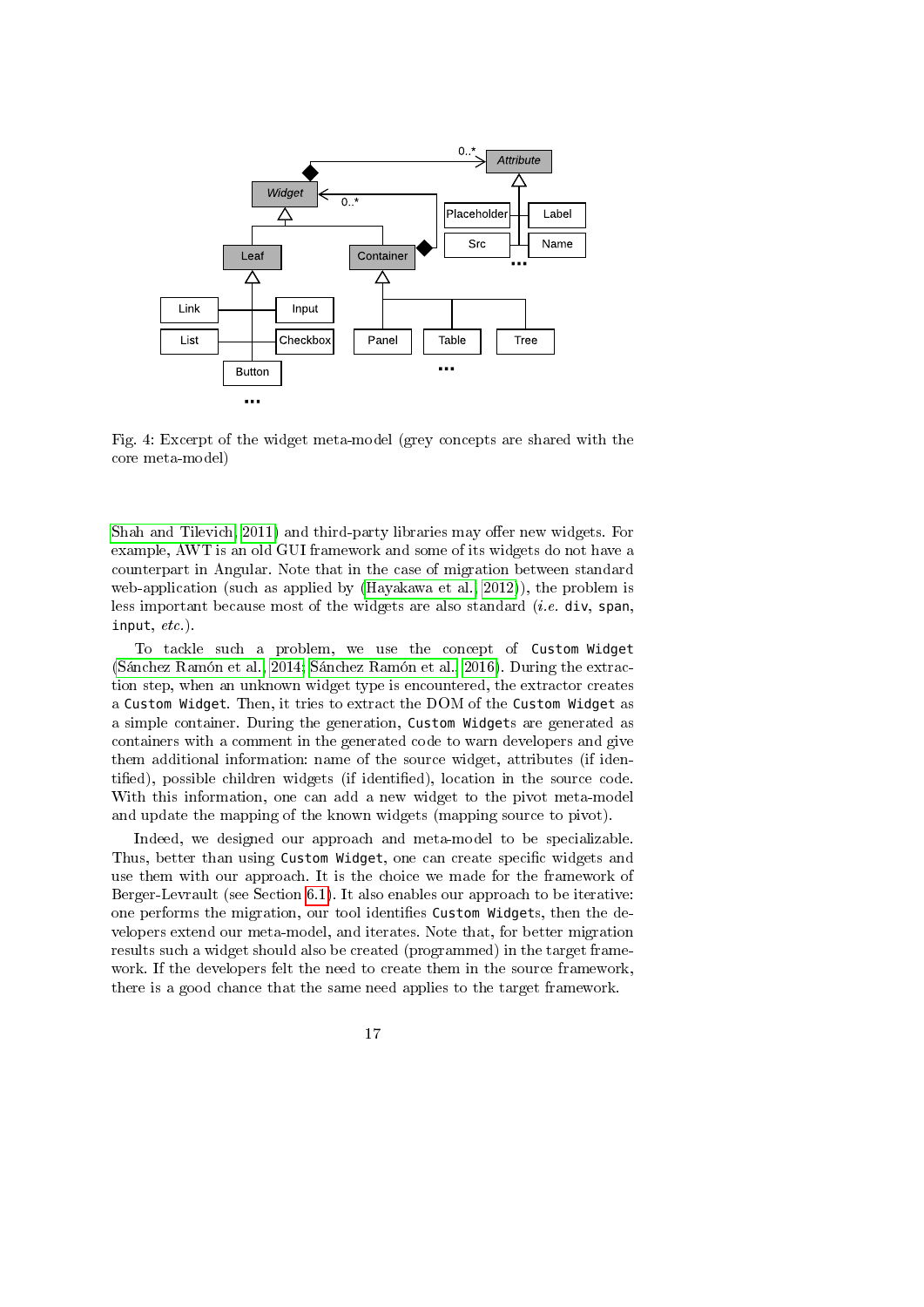Fig. 4: Excerpt of the widget meta-model (grey concepts are shared with the core meta-model)

Shah and Tilevich, 2011) and third-party libraries may offer new widgets. For example, AWT is an old GUI framework and some of its widgets do not have a counterpart in Angular. Note that in the case of migration between standard web-application (such as applied by (Hayakawa et al., 2012)), the problem is less important because most of the widgets are also standard (*i.e.* `div`, `span`, `input`, *etc.*).

To tackle such a problem, we use the concept of `Custom Widget` (Sánchez Ramón et al., 2014; Sánchez Ramón et al., 2016). During the extraction step, when an unknown widget type is encountered, the extractor creates a `Custom Widget`. Then, it tries to extract the DOM of the `Custom Widget` as a simple container. During the generation, `Custom Widgets` are generated as containers with a comment in the generated code to warn developers and give them additional information: name of the source widget, attributes (if identified), possible children widgets (if identified), location in the source code. With this information, one can add a new widget to the pivot meta-model and update the mapping of the known widgets (mapping source to pivot).

Indeed, we designed our approach and meta-model to be specializable. Thus, better than using `Custom Widget`, one can create specific widgets and use them with our approach. It is the choice we made for the framework of Berger-Levrault (see Section 6.1). It also enables our approach to be iterative: one performs the migration, our tool identifies `Custom Widgets`, then the developers extend our meta-model, and iterates. Note that, for better migration results such a widget should also be created (programmed) in the target framework. If the developers felt the need to create them in the source framework, there is a good chance that the same need applies to the target framework.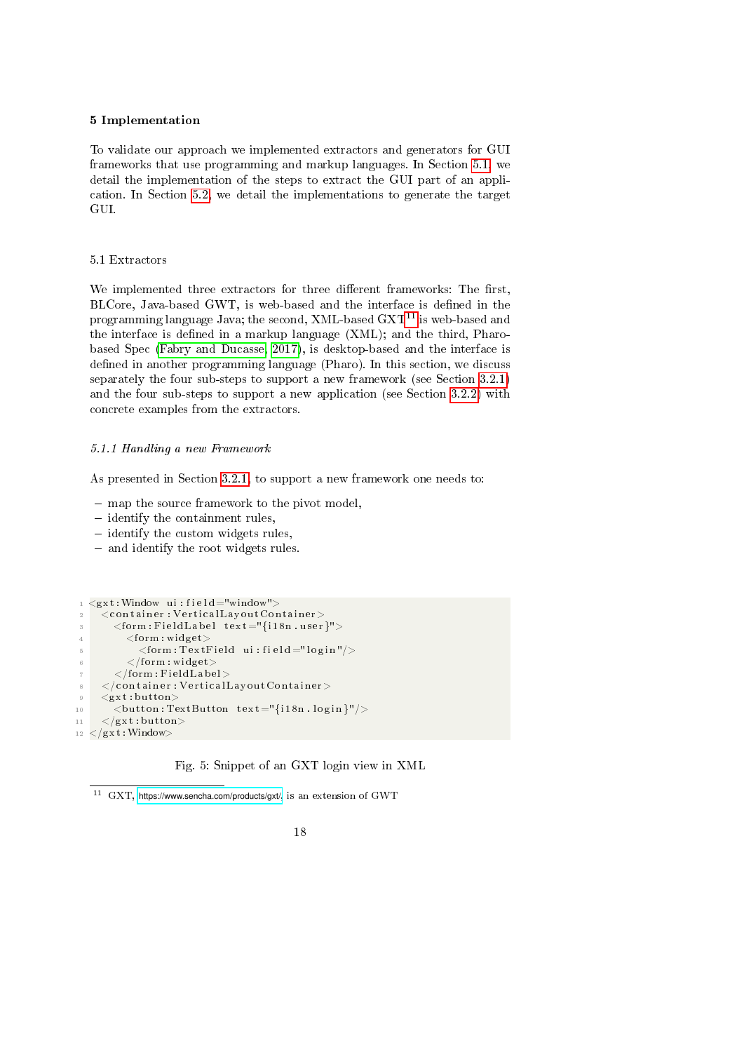## 5 Implementation

To validate our approach we implemented extractors and generators for GUI frameworks that use programming and markup languages. In Section 5.1, we detail the implementation of the steps to extract the GUI part of an application. In Section 5.2, we detail the implementations to generate the target GUI.

### 5.1 Extractors

We implemented three extractors for three different frameworks: The first, BLCore, Java-based GWT, is web-based and the interface is defined in the programming language Java; the second, XML-based GXT[11] is web-based and the interface is defined in a markup language (XML); and the third, Pharo-based Spec (Fabry and Ducasse, 2017), is desktop-based and the interface is defined in another programming language (Pharo). In this section, we discuss separately the four sub-steps to support a new framework (see Section 3.2.1) and the four sub-steps to support a new application (see Section 3.2.2) with concrete examples from the extractors.

#### *5.1.1 Handling a new Framework*

As presented in Section 3.2.1, to support a new framework one needs to:

- map the source framework to the pivot model,
- identify the containment rules,
- identify the custom widgets rules,
- and identify the root widgets rules.

```
<gxt:Window ui:field="window">
  <container:VerticalLayoutContainer>
    <form:FieldLabel text="{i18n.user}">
      <form:widget>
        <form:TextField ui:field="login"/>
      </form:widget>
    </form:FieldLabel>
  </container:VerticalLayoutContainer>
  <gxt:button>
    <button:TextButton text="{i18n.login}"/>
  </gxt:button>
</gxt:Window>
```

Fig. 5: Snippet of an GXT login view in XML

[11] GXT, https://www.sencha.com/products/gxt/ is an extension of GWT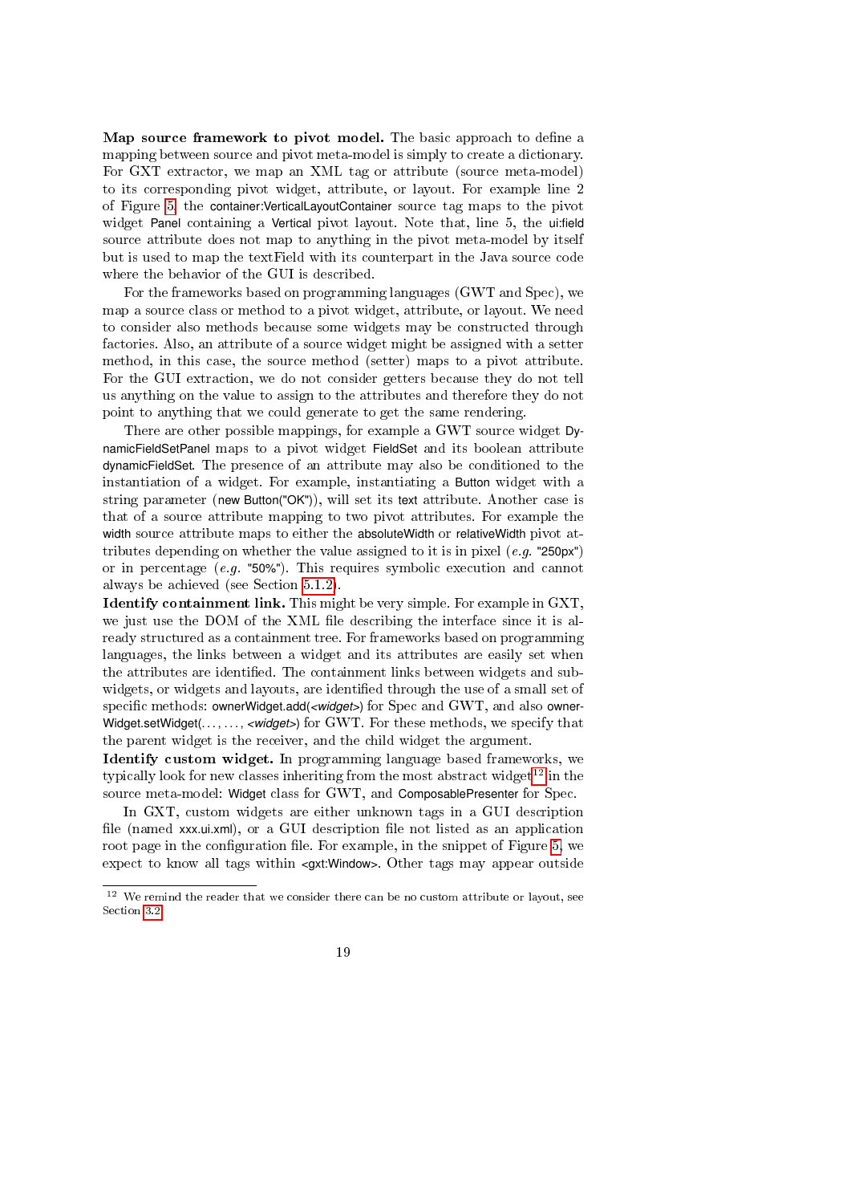**Map source framework to pivot model.** The basic approach to define a mapping between source and pivot meta-model is simply to create a dictionary. For GXT extractor, we map an XML tag or attribute (source meta-model) to its corresponding pivot widget, attribute, or layout. For example line 2 of Figure 5, the container:VerticalLayoutContainer source tag maps to the pivot widget Panel containing a Vertical pivot layout. Note that, line 5, the ui:field source attribute does not map to anything in the pivot meta-model by itself but is used to map the textField with its counterpart in the Java source code where the behavior of the GUI is described.

For the frameworks based on programming languages (GWT and Spec), we map a source class or method to a pivot widget, attribute, or layout. We need to consider also methods because some widgets may be constructed through factories. Also, an attribute of a source widget might be assigned with a setter method, in this case, the source method (setter) maps to a pivot attribute. For the GUI extraction, we do not consider getters because they do not tell us anything on the value to assign to the attributes and therefore they do not point to anything that we could generate to get the same rendering.

There are other possible mappings, for example a GWT source widget DynamicFieldSetPanel maps to a pivot widget FieldSet and its boolean attribute dynamicFieldSet. The presence of an attribute may also be conditioned to the instantiation of a widget. For example, instantiating a Button widget with a string parameter (new Button("OK")), will set its text attribute. Another case is that of a source attribute mapping to two pivot attributes. For example the width source attribute maps to either the absoluteWidth or relativeWidth pivot attributes depending on whether the value assigned to it is in pixel (*e.g.* "250px") or in percentage (*e.g.* "50%"). This requires symbolic execution and cannot always be achieved (see Section 5.1.2).

**Identify containment link.** This might be very simple. For example in GXT, we just use the DOM of the XML file describing the interface since it is already structured as a containment tree. For frameworks based on programming languages, the links between a widget and its attributes are easily set when the attributes are identified. The containment links between widgets and subwidgets, or widgets and layouts, are identified through the use of a small set of specific methods: ownerWidget.add(<*widget*>) for Spec and GWT, and also ownerWidget.setWidget(..., ..., <*widget*>) for GWT. For these methods, we specify that the parent widget is the receiver, and the child widget the argument.

**Identify custom widget.** In programming language based frameworks, we typically look for new classes inheriting from the most abstract widget[12] in the source meta-model: Widget class for GWT, and ComposablePresenter for Spec.

In GXT, custom widgets are either unknown tags in a GUI description file (named xxx.ui.xml), or a GUI description file not listed as an application root page in the configuration file. For example, in the snippet of Figure 5, we expect to know all tags within <gxt:Window>. Other tags may appear outside

[12] We remind the reader that we consider there can be no custom attribute or layout, see Section 3.2.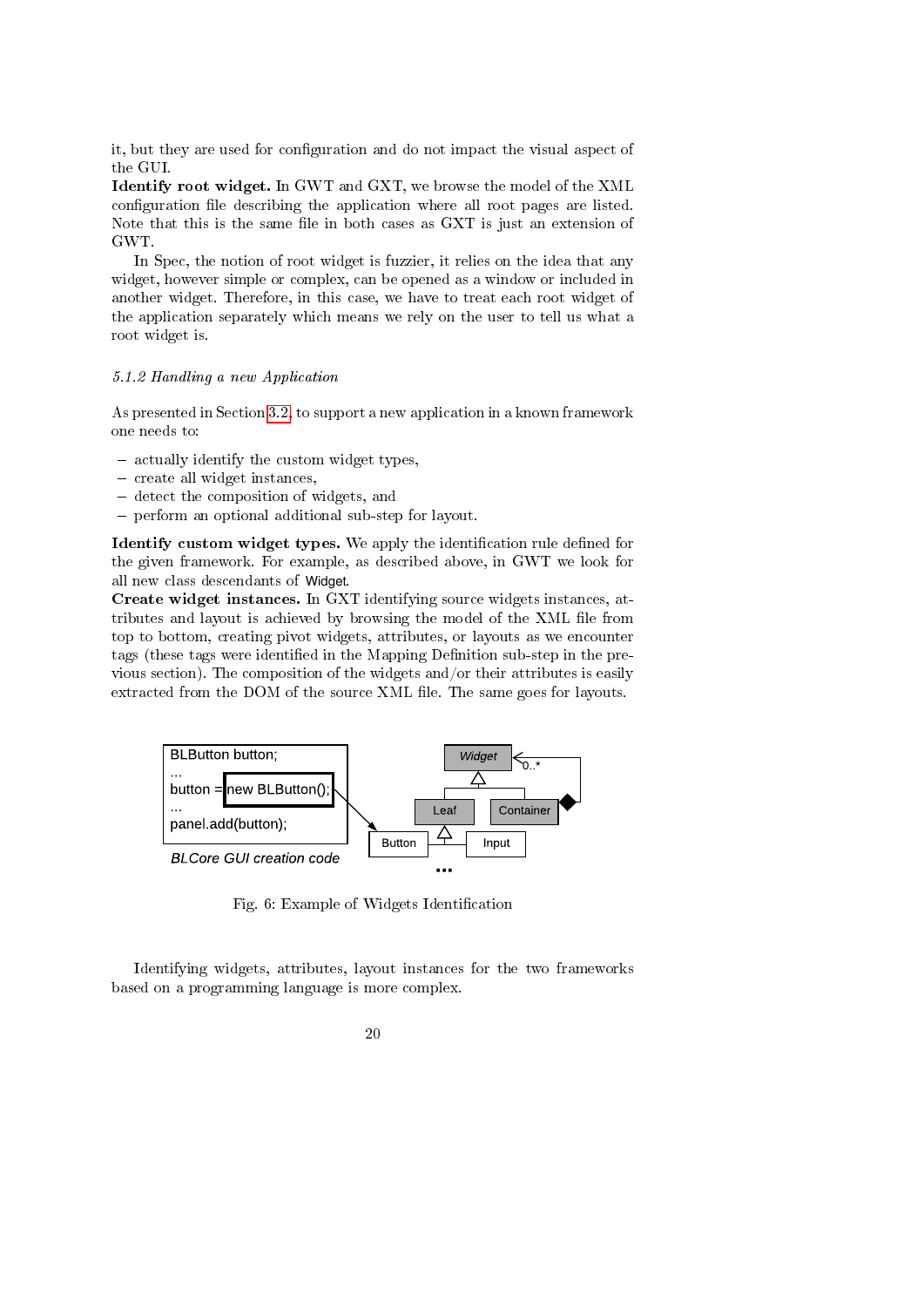it, but they are used for configuration and do not impact the visual aspect of the GUI.

**Identify root widget.** In GWT and GXT, we browse the model of the XML configuration file describing the application where all root pages are listed. Note that this is the same file in both cases as GXT is just an extension of GWT.

In Spec, the notion of root widget is fuzzier, it relies on the idea that any widget, however simple or complex, can be opened as a window or included in another widget. Therefore, in this case, we have to treat each root widget of the application separately which means we rely on the user to tell us what a root widget is.

*5.1.2 Handling a new Application*

As presented in Section 3.2, to support a new application in a known framework one needs to:

- actually identify the custom widget types,
- create all widget instances,
- detect the composition of widgets, and
- perform an optional additional sub-step for layout.

**Identify custom widget types.** We apply the identification rule defined for the given framework. For example, as described above, in GWT we look for all new class descendants of Widget.

**Create widget instances.** In GXT identifying source widgets instances, attributes and layout is achieved by browsing the model of the XML file from top to bottom, creating pivot widgets, attributes, or layouts as we encounter tags (these tags were identified in the Mapping Definition sub-step in the previous section). The composition of the widgets and/or their attributes is easily extracted from the DOM of the source XML file. The same goes for layouts.

```
BLButton button;
...
button = new BLButton();
...
panel.add(button);
```

*BLCore GUI creation code*

Widget, 0..*, Leaf, Container, Button, Input, ...

Fig. 6: Example of Widgets Identification

Identifying widgets, attributes, layout instances for the two frameworks based on a programming language is more complex.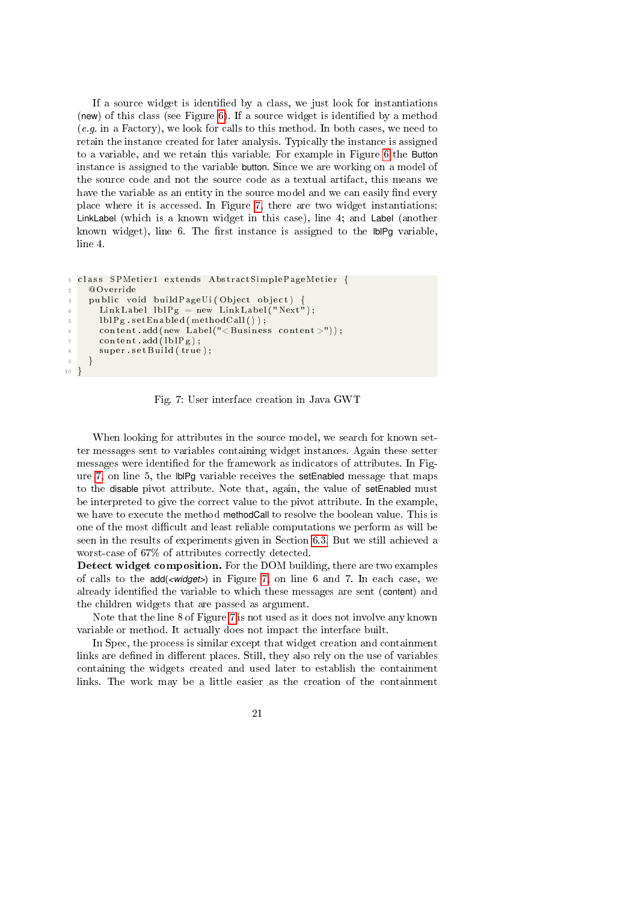If a source widget is identified by a class, we just look for instantiations (new) of this class (see Figure 6). If a source widget is identified by a method (*e.g.* in a Factory), we look for calls to this method. In both cases, we need to retain the instance created for later analysis. Typically the instance is assigned to a variable, and we retain this variable. For example in Figure 6 the Button instance is assigned to the variable button. Since we are working on a model of the source code and not the source code as a textual artifact, this means we have the variable as an entity in the source model and we can easily find every place where it is accessed. In Figure 7, there are two widget instantiations: LinkLabel (which is a known widget in this case), line 4; and Label (another known widget), line 6. The first instance is assigned to the lblPg variable, line 4.

```
class SPMetier1 extends AbstractSimplePageMetier {
  @Override
  public void buildPageUi(Object object) {
    LinkLabel lblPg = new LinkLabel("Next");
    lblPg.setEnabled(methodCall());
    content.add(new Label("<Business content>"));
    content.add(lblPg);
    super.setBuild(true);
  }
}
```

Fig. 7: User interface creation in Java GWT

When looking for attributes in the source model, we search for known setter messages sent to variables containing widget instances. Again these setter messages were identified for the framework as indicators of attributes. In Figure 7, on line 5, the lblPg variable receives the setEnabled message that maps to the disable pivot attribute. Note that, again, the value of setEnabled must be interpreted to give the correct value to the pivot attribute. In the example, we have to execute the method methodCall to resolve the boolean value. This is one of the most difficult and least reliable computations we perform as will be seen in the results of experiments given in Section 6.3. But we still achieved a worst-case of 67% of attributes correctly detected.

**Detect widget composition.** For the DOM building, there are two examples of calls to the add(*<widget>*) in Figure 7, on line 6 and 7. In each case, we already identified the variable to which these messages are sent (content) and the children widgets that are passed as argument.

Note that the line 8 of Figure 7 is not used as it does not involve any known variable or method. It actually does not impact the interface built.

In Spec, the process is similar except that widget creation and containment links are defined in different places. Still, they also rely on the use of variables containing the widgets created and used later to establish the containment links. The work may be a little easier as the creation of the containment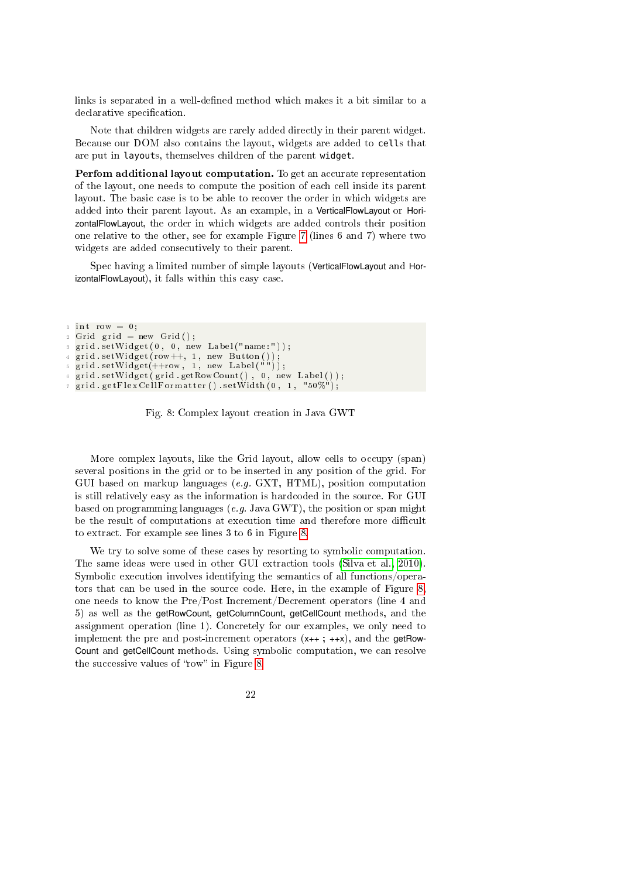links is separated in a well-defined method which makes it a bit similar to a declarative specification.

Note that children widgets are rarely added directly in their parent widget. Because our DOM also contains the layout, widgets are added to `cells` that are put in `layouts`, themselves children of the parent `widget`.

**Perfom additional layout computation.** To get an accurate representation of the layout, one needs to compute the position of each cell inside its parent layout. The basic case is to be able to recover the order in which widgets are added into their parent layout. As an example, in a VerticalFlowLayout or HorizontalFlowLayout, the order in which widgets are added controls their position one relative to the other, see for example Figure 7 (lines 6 and 7) where two widgets are added consecutively to their parent.

Spec having a limited number of simple layouts (VerticalFlowLayout and HorizontalFlowLayout), it falls within this easy case.

```
1 int row = 0;
2 Grid grid = new Grid();
3 grid.setWidget(0, 0, new Label("name:"));
4 grid.setWidget(row++, 1, new Button());
5 grid.setWidget(++row, 1, new Label(""));
6 grid.setWidget(grid.getRowCount(), 0, new Label());
7 grid.getFlexCellFormatter().setWidth(0, 1, "50%");
```

Fig. 8: Complex layout creation in Java GWT

More complex layouts, like the Grid layout, allow cells to occupy (span) several positions in the grid or to be inserted in any position of the grid. For GUI based on markup languages (*e.g.* GXT, HTML), position computation is still relatively easy as the information is hardcoded in the source. For GUI based on programming languages (*e.g.* Java GWT), the position or span might be the result of computations at execution time and therefore more difficult to extract. For example see lines 3 to 6 in Figure 8.

We try to solve some of these cases by resorting to symbolic computation. The same ideas were used in other GUI extraction tools (Silva et al., 2010). Symbolic execution involves identifying the semantics of all functions/operators that can be used in the source code. Here, in the example of Figure 8, one needs to know the Pre/Post Increment/Decrement operators (line 4 and 5) as well as the getRowCount, getColumnCount, getCellCount methods, and the assignment operation (line 1). Concretely for our examples, we only need to implement the pre and post-increment operators (x++ ; ++x), and the getRowCount and getCellCount methods. Using symbolic computation, we can resolve the successive values of "row" in Figure 8.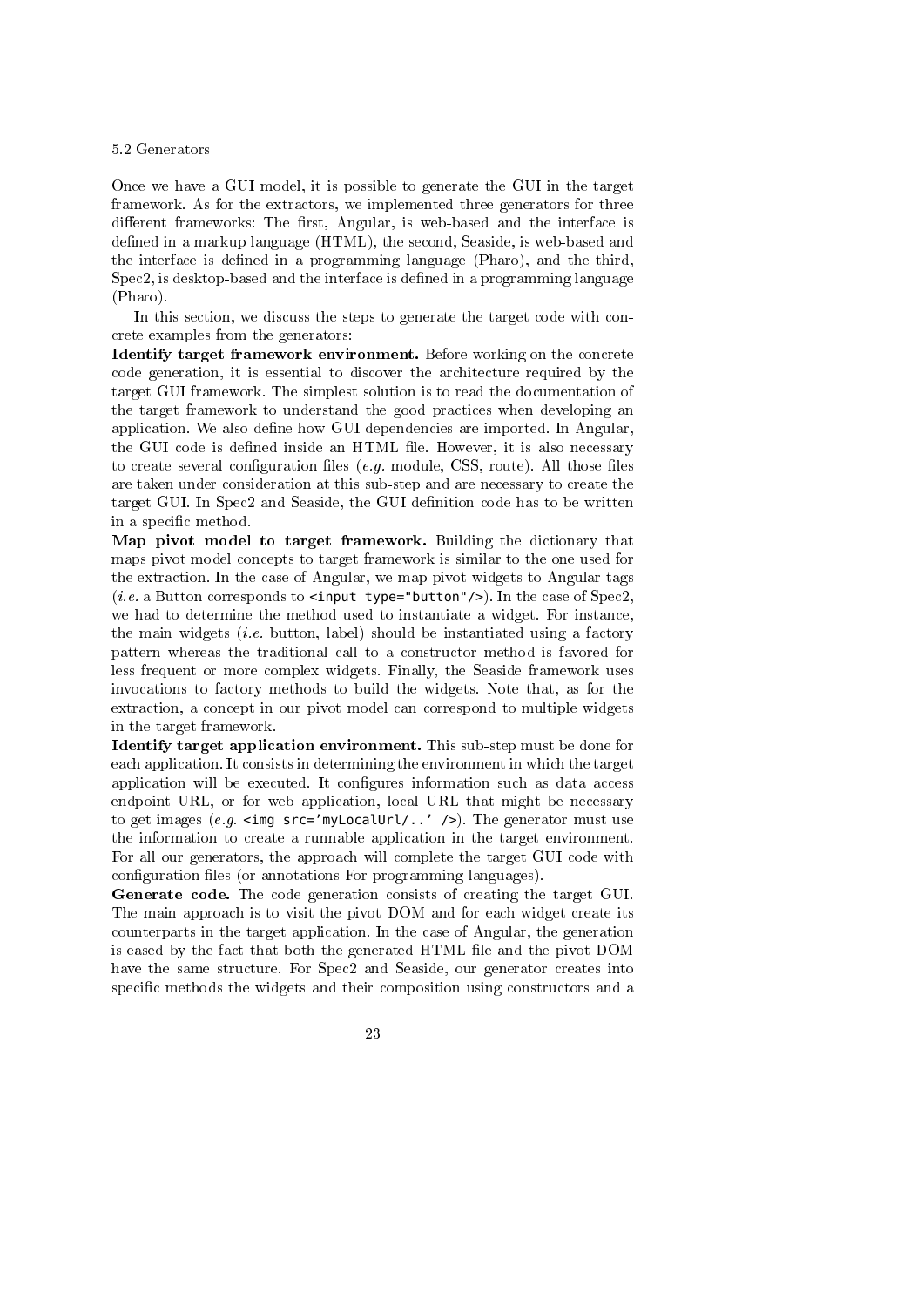### 5.2 Generators

Once we have a GUI model, it is possible to generate the GUI in the target framework. As for the extractors, we implemented three generators for three different frameworks: The first, Angular, is web-based and the interface is defined in a markup language (HTML), the second, Seaside, is web-based and the interface is defined in a programming language (Pharo), and the third, Spec2, is desktop-based and the interface is defined in a programming language (Pharo).

In this section, we discuss the steps to generate the target code with concrete examples from the generators:

**Identify target framework environment.** Before working on the concrete code generation, it is essential to discover the architecture required by the target GUI framework. The simplest solution is to read the documentation of the target framework to understand the good practices when developing an application. We also define how GUI dependencies are imported. In Angular, the GUI code is defined inside an HTML file. However, it is also necessary to create several configuration files (*e.g.* module, CSS, route). All those files are taken under consideration at this sub-step and are necessary to create the target GUI. In Spec2 and Seaside, the GUI definition code has to be written in a specific method.

**Map pivot model to target framework.** Building the dictionary that maps pivot model concepts to target framework is similar to the one used for the extraction. In the case of Angular, we map pivot widgets to Angular tags (*i.e.* a Button corresponds to `<input type="button"/>`). In the case of Spec2, we had to determine the method used to instantiate a widget. For instance, the main widgets (*i.e.* button, label) should be instantiated using a factory pattern whereas the traditional call to a constructor method is favored for less frequent or more complex widgets. Finally, the Seaside framework uses invocations to factory methods to build the widgets. Note that, as for the extraction, a concept in our pivot model can correspond to multiple widgets in the target framework.

**Identify target application environment.** This sub-step must be done for each application. It consists in determining the environment in which the target application will be executed. It configures information such as data access endpoint URL, or for web application, local URL that might be necessary to get images (*e.g.* `<img src='myLocalUrl/..' />`). The generator must use the information to create a runnable application in the target environment. For all our generators, the approach will complete the target GUI code with configuration files (or annotations For programming languages).

**Generate code.** The code generation consists of creating the target GUI. The main approach is to visit the pivot DOM and for each widget create its counterparts in the target application. In the case of Angular, the generation is eased by the fact that both the generated HTML file and the pivot DOM have the same structure. For Spec2 and Seaside, our generator creates into specific methods the widgets and their composition using constructors and a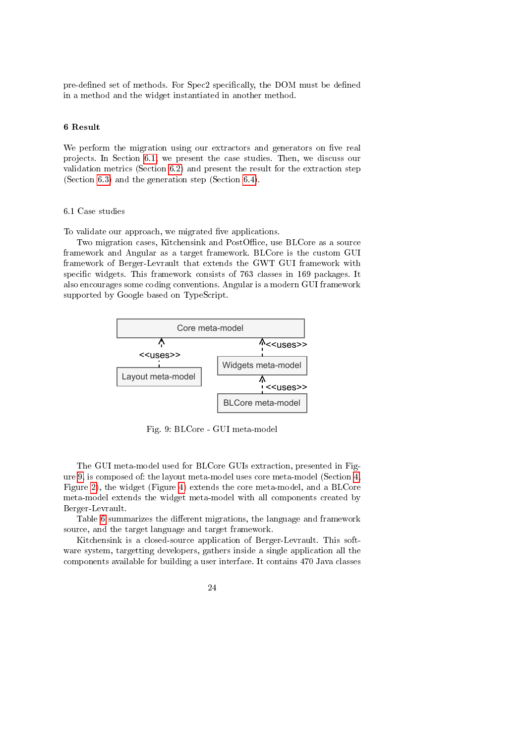pre-defined set of methods. For Spec2 specifically, the DOM must be defined in a method and the widget instantiated in another method.

## 6 Result

We perform the migration using our extractors and generators on five real projects. In Section 6.1 we present the case studies. Then, we discuss our validation metrics (Section 6.2) and present the result for the extraction step (Section 6.3) and the generation step (Section 6.4).

### 6.1 Case studies

To validate our approach, we migrated five applications.

Two migration cases, Kitchensink and PostOffice, use BLCore as a source framework and Angular as a target framework. BLCore is the custom GUI framework of Berger-Levrault that extends the GWT GUI framework with specific widgets. This framework consists of 763 classes in 169 packages. It also encourages some coding conventions. Angular is a modern GUI framework supported by Google based on TypeScript.

Fig. 9: BLCore - GUI meta-model

The GUI meta-model used for BLCore GUIs extraction, presented in Figure 9, is composed of: the layout meta-model uses core meta-model (Section 4, Figure 2), the widget (Figure 4) extends the core meta-model, and a BLCore meta-model extends the widget meta-model with all components created by Berger-Levrault.

Table 6 summarizes the different migrations, the language and framework source, and the target language and target framework.

Kitchensink is a closed-source application of Berger-Levrault. This software system, targetting developers, gathers inside a single application all the components available for building a user interface. It contains 470 Java classes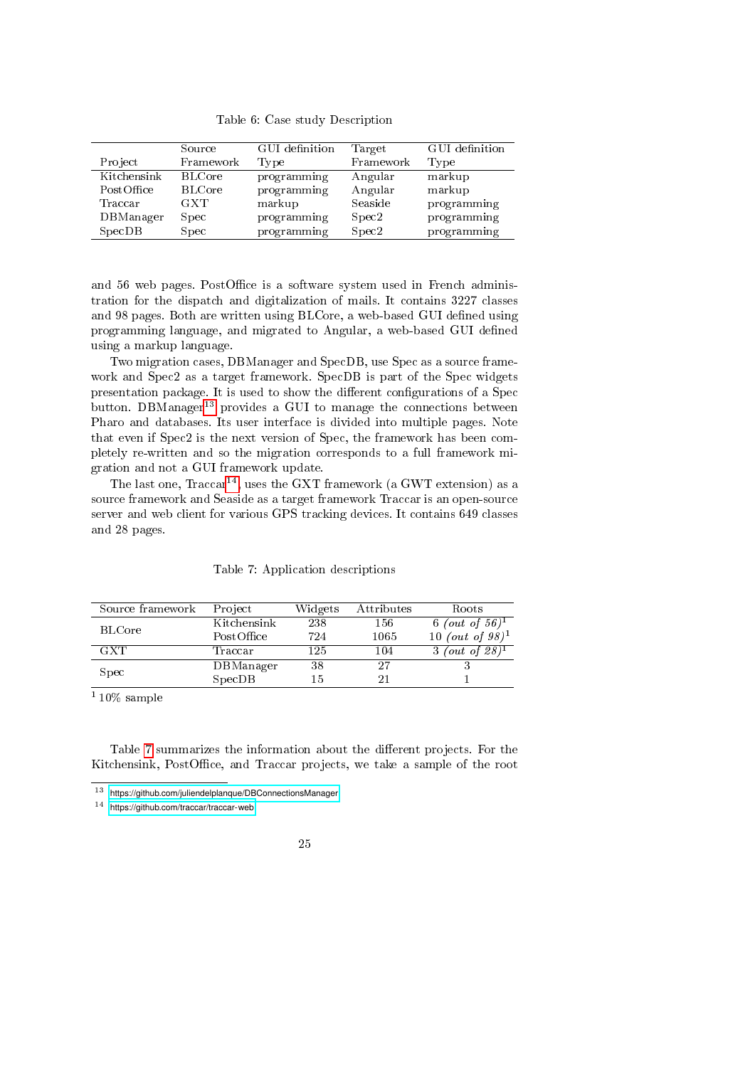Table 6: Case study Description

| Project | Source Framework | GUI definition Type | Target Framework | GUI definition Type |
|---|---|---|---|---|
| Kitchensink | BLCore | programming | Angular | markup |
| PostOffice | BLCore | programming | Angular | markup |
| Traccar | GXT | markup | Seaside | programming |
| DBManager | Spec | programming | Spec2 | programming |
| SpecDB | Spec | programming | Spec2 | programming |

and 56 web pages. PostOffice is a software system used in French administration for the dispatch and digitalization of mails. It contains 3227 classes and 98 pages. Both are written using BLCore, a web-based GUI defined using programming language, and migrated to Angular, a web-based GUI defined using a markup language.

Two migration cases, DBManager and SpecDB, use Spec as a source framework and Spec2 as a target framework. SpecDB is part of the Spec widgets presentation package. It is used to show the different configurations of a Spec button. DBManager[13] provides a GUI to manage the connections between Pharo and databases. Its user interface is divided into multiple pages. Note that even if Spec2 is the next version of Spec, the framework has been completely re-written and so the migration corresponds to a full framework migration and not a GUI framework update.

The last one, Traccar[14], uses the GXT framework (a GWT extension) as a source framework and Seaside as a target framework Traccar is an open-source server and web client for various GPS tracking devices. It contains 649 classes and 28 pages.

Table 7: Application descriptions

| Source framework | Project | Widgets | Attributes | Roots |
|---|---|---|---|---|
| BLCore | Kitchensink | 238 | 156 | 6 *(out of 56)*[1] |
| | PostOffice | 724 | 1065 | 10 *(out of 98)*[1] |
| GXT | Traccar | 125 | 104 | 3 *(out of 28)*[1] |
| Spec | DBManager | 38 | 27 | 3 |
| | SpecDB | 15 | 21 | 1 |

[1] 10% sample

Table 7 summarizes the information about the different projects. For the Kitchensink, PostOffice, and Traccar projects, we take a sample of the root

[13] https://github.com/juliendelplanque/DBConnectionsManager

[14] https://github.com/traccar/traccar-web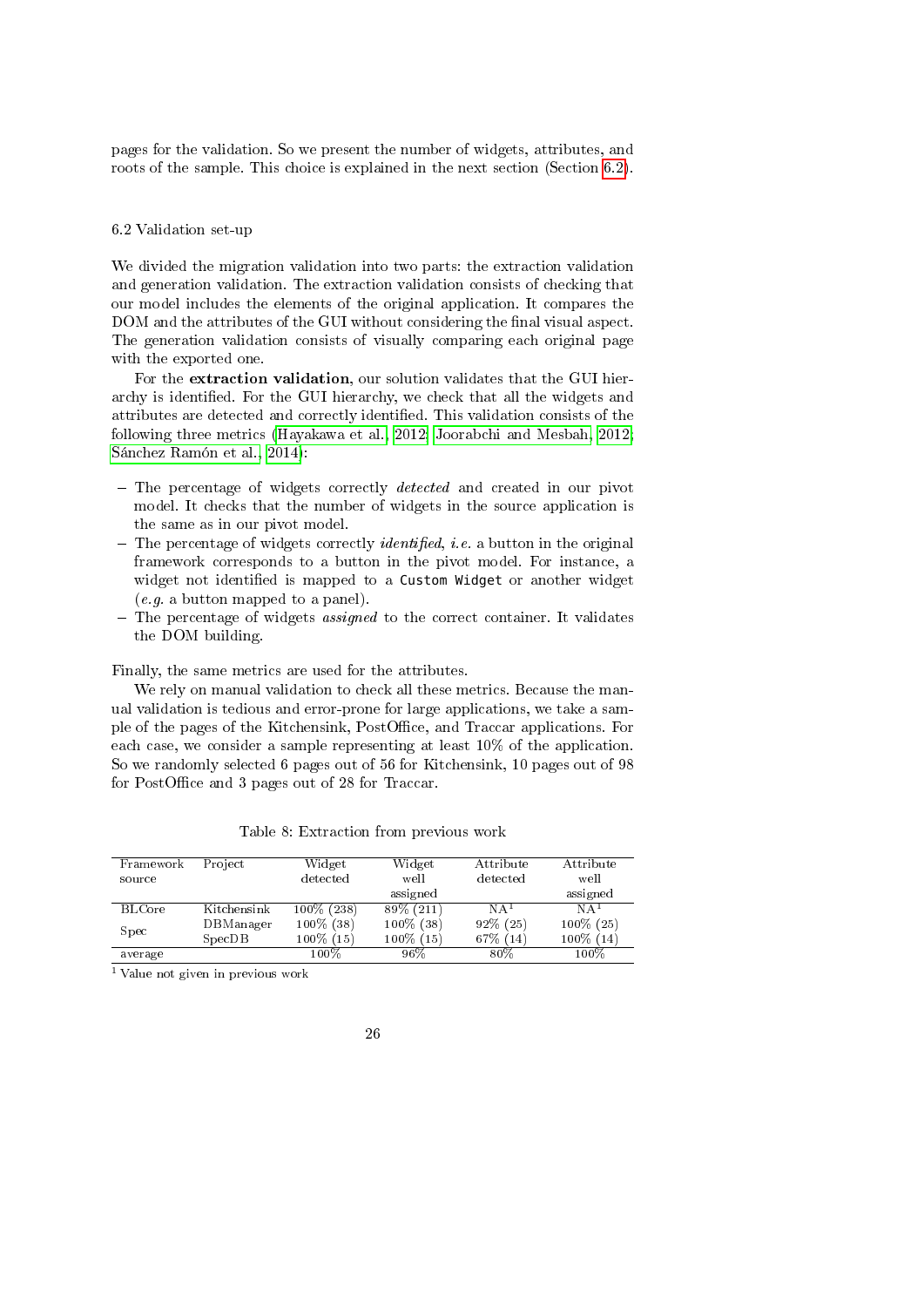pages for the validation. So we present the number of widgets, attributes, and roots of the sample. This choice is explained in the next section (Section 6.2).

### 6.2 Validation set-up

We divided the migration validation into two parts: the extraction validation and generation validation. The extraction validation consists of checking that our model includes the elements of the original application. It compares the DOM and the attributes of the GUI without considering the final visual aspect. The generation validation consists of visually comparing each original page with the exported one.

For the **extraction validation**, our solution validates that the GUI hierarchy is identified. For the GUI hierarchy, we check that all the widgets and attributes are detected and correctly identified. This validation consists of the following three metrics (Hayakawa et al., 2012; Joorabchi and Mesbah, 2012; Sánchez Ramón et al., 2014):

- The percentage of widgets correctly *detected* and created in our pivot model. It checks that the number of widgets in the source application is the same as in our pivot model.
- The percentage of widgets correctly *identified*, *i.e.* a button in the original framework corresponds to a button in the pivot model. For instance, a widget not identified is mapped to a `Custom Widget` or another widget (*e.g.* a button mapped to a panel).
- The percentage of widgets *assigned* to the correct container. It validates the DOM building.

Finally, the same metrics are used for the attributes.

We rely on manual validation to check all these metrics. Because the manual validation is tedious and error-prone for large applications, we take a sample of the pages of the Kitchensink, PostOffice, and Traccar applications. For each case, we consider a sample representing at least 10% of the application. So we randomly selected 6 pages out of 56 for Kitchensink, 10 pages out of 98 for PostOffice and 3 pages out of 28 for Traccar.

Table 8: Extraction from previous work

| Framework source | Project | Widget detected | Widget well assigned | Attribute detected | Attribute well assigned |
|---|---|---|---|---|---|
| BLCore | Kitchensink | 100% (238) | 89% (211) | NA[1] | NA[1] |
| Spec | DBManager | 100% (38) | 100% (38) | 92% (25) | 100% (25) |
| | SpecDB | 100% (15) | 100% (15) | 67% (14) | 100% (14) |
| average | | 100% | 96% | 80% | 100% |

[1] Value not given in previous work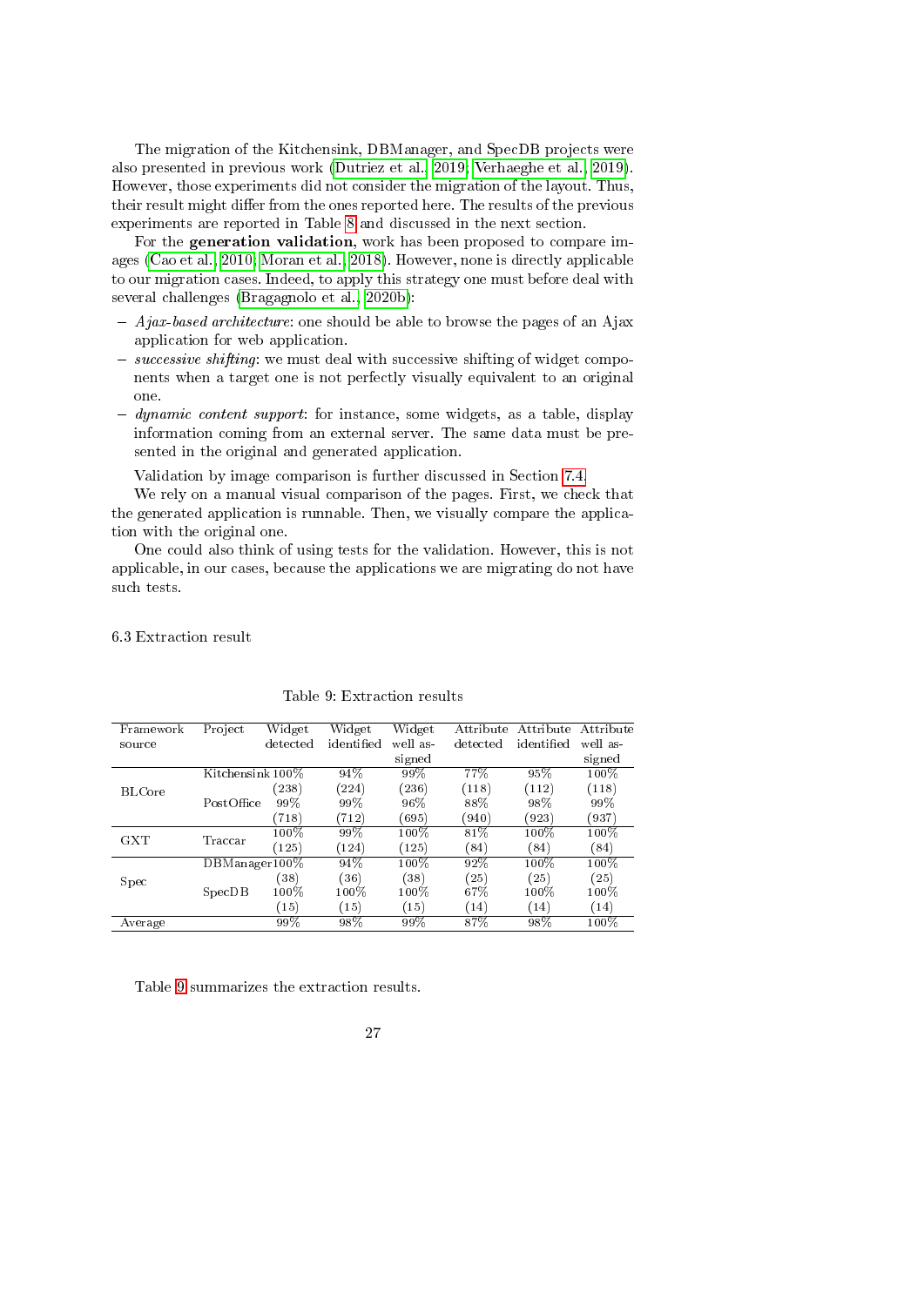The migration of the Kitchensink, DBManager, and SpecDB projects were also presented in previous work (Dutriez et al., 2019; Verhaeghe et al., 2019). However, those experiments did not consider the migration of the layout. Thus, their result might differ from the ones reported here. The results of the previous experiments are reported in Table 8 and discussed in the next section.

For the **generation validation**, work has been proposed to compare images (Cao et al., 2010; Moran et al., 2018). However, none is directly applicable to our migration cases. Indeed, to apply this strategy one must before deal with several challenges (Bragagnolo et al., 2020b):

- *Ajax-based architecture*: one should be able to browse the pages of an Ajax application for web application.
- *successive shifting*: we must deal with successive shifting of widget components when a target one is not perfectly visually equivalent to an original one.
- *dynamic content support*: for instance, some widgets, as a table, display information coming from an external server. The same data must be presented in the original and generated application.

Validation by image comparison is further discussed in Section 7.4.

We rely on a manual visual comparison of the pages. First, we check that the generated application is runnable. Then, we visually compare the application with the original one.

One could also think of using tests for the validation. However, this is not applicable, in our cases, because the applications we are migrating do not have such tests.

### 6.3 Extraction result

Table 9: Extraction results

| Framework source | Project | Widget detected | Widget identified | Widget well assigned | Attribute detected | Attribute identified | Attribute well assigned |
|---|---|---|---|---|---|---|---|
| BLCore | Kitchensink | 100% (238) | 94% (224) | 99% (236) | 77% (118) | 95% (112) | 100% (118) |
| | PostOffice | 99% (718) | 99% (712) | 96% (695) | 88% (940) | 98% (923) | 99% (937) |
| GXT | Traccar | 100% (125) | 99% (124) | 100% (125) | 81% (84) | 100% (84) | 100% (84) |
| Spec | DBManager | 100% (38) | 94% (36) | 100% (38) | 92% (25) | 100% (25) | 100% (25) |
| | SpecDB | 100% (15) | 100% (15) | 100% (15) | 67% (14) | 100% (14) | 100% (14) |
| Average | | 99% | 98% | 99% | 87% | 98% | 100% |

Table 9 summarizes the extraction results.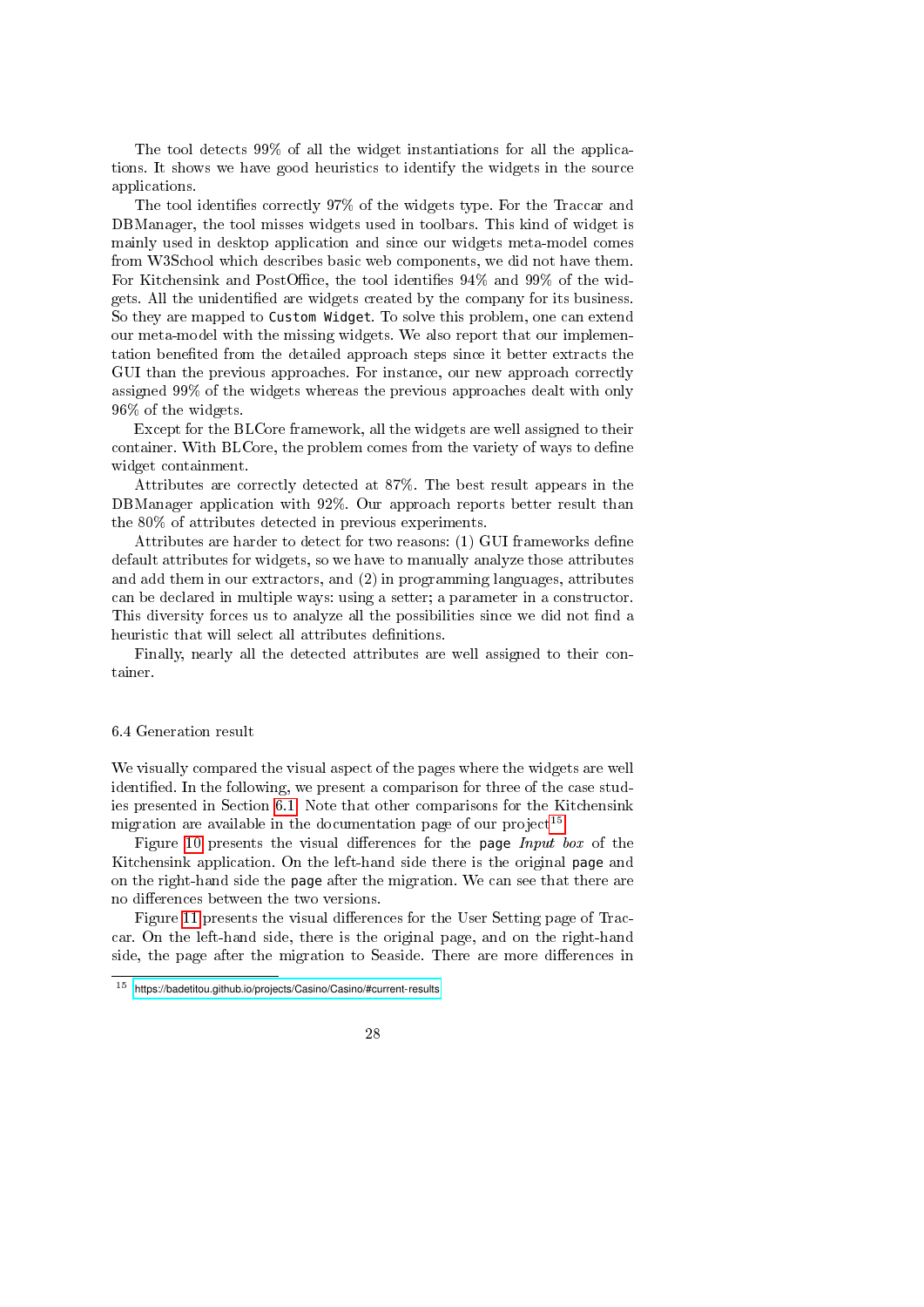The tool detects 99% of all the widget instantiations for all the applications. It shows we have good heuristics to identify the widgets in the source applications.

The tool identifies correctly 97% of the widgets type. For the Traccar and DBManager, the tool misses widgets used in toolbars. This kind of widget is mainly used in desktop application and since our widgets meta-model comes from W3School which describes basic web components, we did not have them. For Kitchensink and PostOffice, the tool identifies 94% and 99% of the widgets. All the unidentified are widgets created by the company for its business. So they are mapped to `Custom Widget`. To solve this problem, one can extend our meta-model with the missing widgets. We also report that our implementation benefited from the detailed approach steps since it better extracts the GUI than the previous approaches. For instance, our new approach correctly assigned 99% of the widgets whereas the previous approaches dealt with only 96% of the widgets.

Except for the BLCore framework, all the widgets are well assigned to their container. With BLCore, the problem comes from the variety of ways to define widget containment.

Attributes are correctly detected at 87%. The best result appears in the DBManager application with 92%. Our approach reports better result than the 80% of attributes detected in previous experiments.

Attributes are harder to detect for two reasons: (1) GUI frameworks define default attributes for widgets, so we have to manually analyze those attributes and add them in our extractors, and (2) in programming languages, attributes can be declared in multiple ways: using a setter; a parameter in a constructor. This diversity forces us to analyze all the possibilities since we did not find a heuristic that will select all attributes definitions.

Finally, nearly all the detected attributes are well assigned to their container.

### 6.4 Generation result

We visually compared the visual aspect of the pages where the widgets are well identified. In the following, we present a comparison for three of the case studies presented in Section 6.1. Note that other comparisons for the Kitchensink migration are available in the documentation page of our project[15].

Figure 10 presents the visual differences for the `page` *Input box* of the Kitchensink application. On the left-hand side there is the original `page` and on the right-hand side the `page` after the migration. We can see that there are no differences between the two versions.

Figure 11 presents the visual differences for the User Setting page of Traccar. On the left-hand side, there is the original page, and on the right-hand side, the page after the migration to Seaside. There are more differences in

[15] https://badetitou.github.io/projects/Casino/Casino/#current-results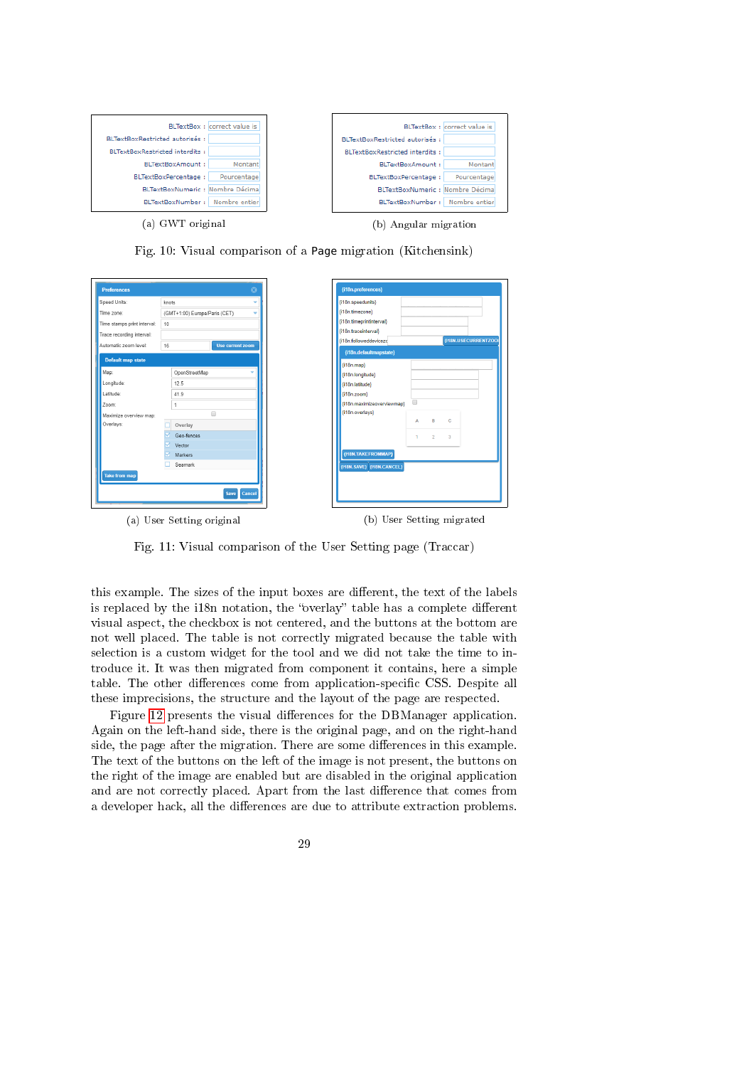(a) GWT original

(b) Angular migration

Fig. 10: Visual comparison of a `Page` migration (Kitchensink)

(a) User Setting original

(b) User Setting migrated

Fig. 11: Visual comparison of the User Setting page (Traccar)

this example. The sizes of the input boxes are different, the text of the labels is replaced by the i18n notation, the "overlay" table has a complete different visual aspect, the checkbox is not centered, and the buttons at the bottom are not well placed. The table is not correctly migrated because the table with selection is a custom widget for the tool and we did not take the time to introduce it. It was then migrated from component it contains, here a simple table. The other differences come from application-specific CSS. Despite all these imprecisions, the structure and the layout of the page are respected.

Figure 12 presents the visual differences for the DBManager application. Again on the left-hand side, there is the original page, and on the right-hand side, the page after the migration. There are some differences in this example. The text of the buttons on the left of the image is not present, the buttons on the right of the image are enabled but are disabled in the original application and are not correctly placed. Apart from the last difference that comes from a developer hack, all the differences are due to attribute extraction problems.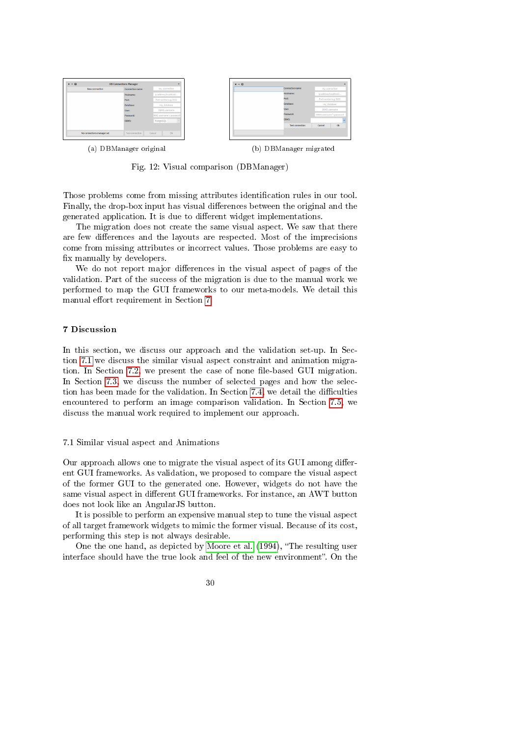(a) DBManager original

(b) DBManager migrated

Fig. 12: Visual comparison (DBManager)

Those problems come from missing attributes identification rules in our tool. Finally, the drop-box input has visual differences between the original and the generated application. It is due to different widget implementations.

The migration does not create the same visual aspect. We saw that there are few differences and the layouts are respected. Most of the imprecisions come from missing attributes or incorrect values. Those problems are easy to fix manually by developers.

We do not report major differences in the visual aspect of pages of the validation. Part of the success of the migration is due to the manual work we performed to map the GUI frameworks to our meta-models. We detail this manual effort requirement in Section 7.

## 7 Discussion

In this section, we discuss our approach and the validation set-up. In Section 7.1 we discuss the similar visual aspect constraint and animation migration. In Section 7.2, we present the case of none file-based GUI migration. In Section 7.3, we discuss the number of selected pages and how the selection has been made for the validation. In Section 7.4, we detail the difficulties encountered to perform an image comparison validation. In Section 7.5, we discuss the manual work required to implement our approach.

### 7.1 Similar visual aspect and Animations

Our approach allows one to migrate the visual aspect of its GUI among different GUI frameworks. As validation, we proposed to compare the visual aspect of the former GUI to the generated one. However, widgets do not have the same visual aspect in different GUI frameworks. For instance, an AWT button does not look like an AngularJS button.

It is possible to perform an expensive manual step to tune the visual aspect of all target framework widgets to mimic the former visual. Because of its cost, performing this step is not always desirable.

One the one hand, as depicted by Moore et al. (1994), "The resulting user interface should have the true look and feel of the new environment". On the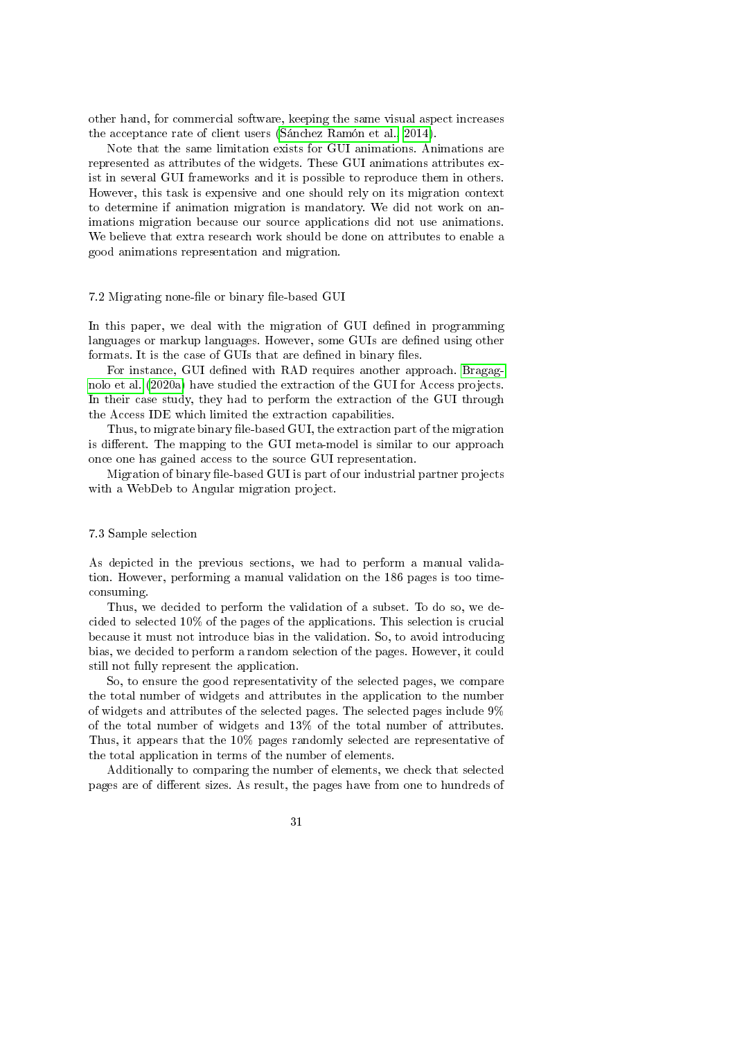other hand, for commercial software, keeping the same visual aspect increases the acceptance rate of client users (Sánchez Ramón et al., 2014).

Note that the same limitation exists for GUI animations. Animations are represented as attributes of the widgets. These GUI animations attributes exist in several GUI frameworks and it is possible to reproduce them in others. However, this task is expensive and one should rely on its migration context to determine if animation migration is mandatory. We did not work on animations migration because our source applications did not use animations. We believe that extra research work should be done on attributes to enable a good animations representation and migration.

### 7.2 Migrating none-file or binary file-based GUI

In this paper, we deal with the migration of GUI defined in programming languages or markup languages. However, some GUIs are defined using other formats. It is the case of GUIs that are defined in binary files.

For instance, GUI defined with RAD requires another approach. Bragagnolo et al. (2020a) have studied the extraction of the GUI for Access projects. In their case study, they had to perform the extraction of the GUI through the Access IDE which limited the extraction capabilities.

Thus, to migrate binary file-based GUI, the extraction part of the migration is different. The mapping to the GUI meta-model is similar to our approach once one has gained access to the source GUI representation.

Migration of binary file-based GUI is part of our industrial partner projects with a WebDeb to Angular migration project.

### 7.3 Sample selection

As depicted in the previous sections, we had to perform a manual validation. However, performing a manual validation on the 186 pages is too time-consuming.

Thus, we decided to perform the validation of a subset. To do so, we decided to selected 10% of the pages of the applications. This selection is crucial because it must not introduce bias in the validation. So, to avoid introducing bias, we decided to perform a random selection of the pages. However, it could still not fully represent the application.

So, to ensure the good representativity of the selected pages, we compare the total number of widgets and attributes in the application to the number of widgets and attributes of the selected pages. The selected pages include 9% of the total number of widgets and 13% of the total number of attributes. Thus, it appears that the 10% pages randomly selected are representative of the total application in terms of the number of elements.

Additionally to comparing the number of elements, we check that selected pages are of different sizes. As result, the pages have from one to hundreds of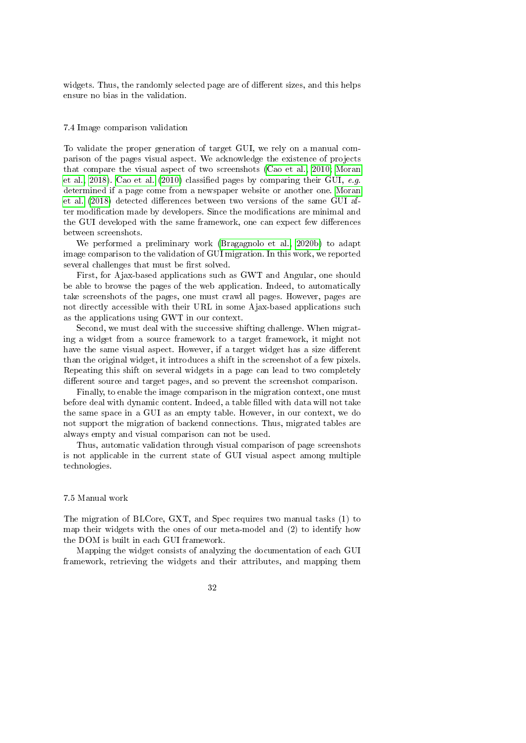widgets. Thus, the randomly selected page are of different sizes, and this helps ensure no bias in the validation.

### 7.4 Image comparison validation

To validate the proper generation of target GUI, we rely on a manual comparison of the pages visual aspect. We acknowledge the existence of projects that compare the visual aspect of two screenshots (Cao et al., 2010; Moran et al., 2018). Cao et al. (2010) classified pages by comparing their GUI, *e.g.* determined if a page come from a newspaper website or another one. Moran et al. (2018) detected differences between two versions of the same GUI after modification made by developers. Since the modifications are minimal and the GUI developed with the same framework, one can expect few differences between screenshots.

We performed a preliminary work (Bragagnolo et al., 2020b) to adapt image comparison to the validation of GUI migration. In this work, we reported several challenges that must be first solved.

First, for Ajax-based applications such as GWT and Angular, one should be able to browse the pages of the web application. Indeed, to automatically take screenshots of the pages, one must crawl all pages. However, pages are not directly accessible with their URL in some Ajax-based applications such as the applications using GWT in our context.

Second, we must deal with the successive shifting challenge. When migrating a widget from a source framework to a target framework, it might not have the same visual aspect. However, if a target widget has a size different than the original widget, it introduces a shift in the screenshot of a few pixels. Repeating this shift on several widgets in a page can lead to two completely different source and target pages, and so prevent the screenshot comparison.

Finally, to enable the image comparison in the migration context, one must before deal with dynamic content. Indeed, a table filled with data will not take the same space in a GUI as an empty table. However, in our context, we do not support the migration of backend connections. Thus, migrated tables are always empty and visual comparison can not be used.

Thus, automatic validation through visual comparison of page screenshots is not applicable in the current state of GUI visual aspect among multiple technologies.

### 7.5 Manual work

The migration of BLCore, GXT, and Spec requires two manual tasks (1) to map their widgets with the ones of our meta-model and (2) to identify how the DOM is built in each GUI framework.

Mapping the widget consists of analyzing the documentation of each GUI framework, retrieving the widgets and their attributes, and mapping them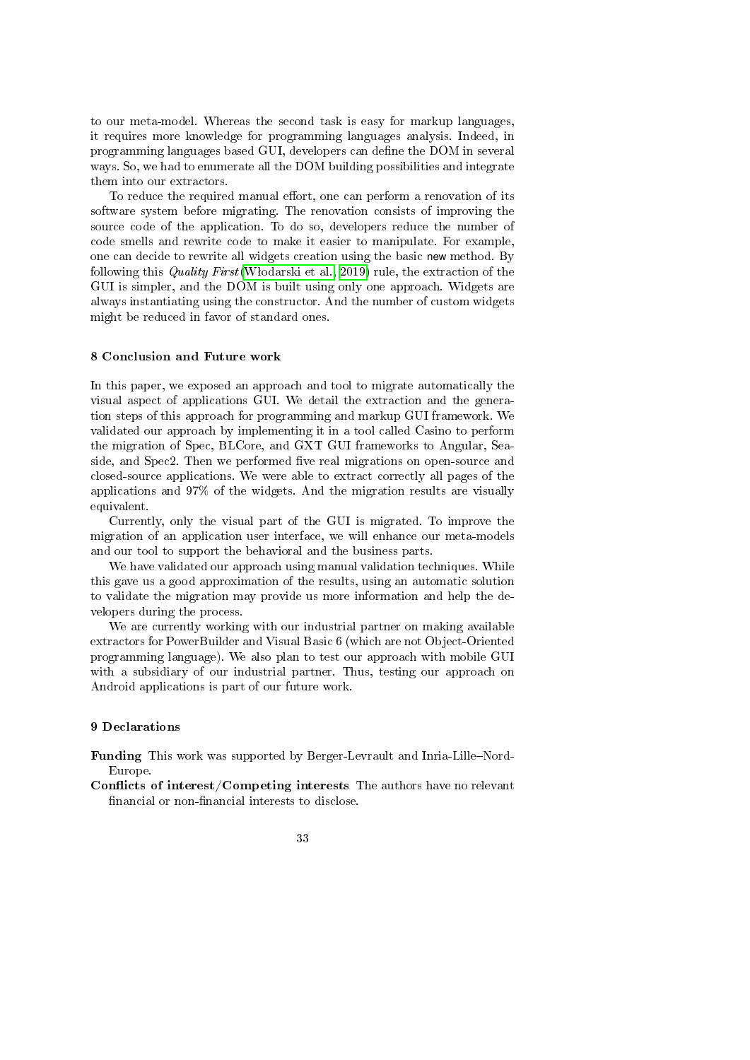to our meta-model. Whereas the second task is easy for markup languages, it requires more knowledge for programming languages analysis. Indeed, in programming languages based GUI, developers can define the DOM in several ways. So, we had to enumerate all the DOM building possibilities and integrate them into our extractors.

To reduce the required manual effort, one can perform a renovation of its software system before migrating. The renovation consists of improving the source code of the application. To do so, developers reduce the number of code smells and rewrite code to make it easier to manipulate. For example, one can decide to rewrite all widgets creation using the basic `new` method. By following this *Quality First* (Włodarski et al., 2019) rule, the extraction of the GUI is simpler, and the DOM is built using only one approach. Widgets are always instantiating using the constructor. And the number of custom widgets might be reduced in favor of standard ones.

## 8 Conclusion and Future work

In this paper, we exposed an approach and tool to migrate automatically the visual aspect of applications GUI. We detail the extraction and the generation steps of this approach for programming and markup GUI framework. We validated our approach by implementing it in a tool called Casino to perform the migration of Spec, BLCore, and GXT GUI frameworks to Angular, Seaside, and Spec2. Then we performed five real migrations on open-source and closed-source applications. We were able to extract correctly all pages of the applications and 97% of the widgets. And the migration results are visually equivalent.

Currently, only the visual part of the GUI is migrated. To improve the migration of an application user interface, we will enhance our meta-models and our tool to support the behavioral and the business parts.

We have validated our approach using manual validation techniques. While this gave us a good approximation of the results, using an automatic solution to validate the migration may provide us more information and help the developers during the process.

We are currently working with our industrial partner on making available extractors for PowerBuilder and Visual Basic 6 (which are not Object-Oriented programming language). We also plan to test our approach with mobile GUI with a subsidiary of our industrial partner. Thus, testing our approach on Android applications is part of our future work.

## 9 Declarations

**Funding** This work was supported by Berger-Levrault and Inria-Lille–Nord-Europe.

**Conflicts of interest/Competing interests** The authors have no relevant financial or non-financial interests to disclose.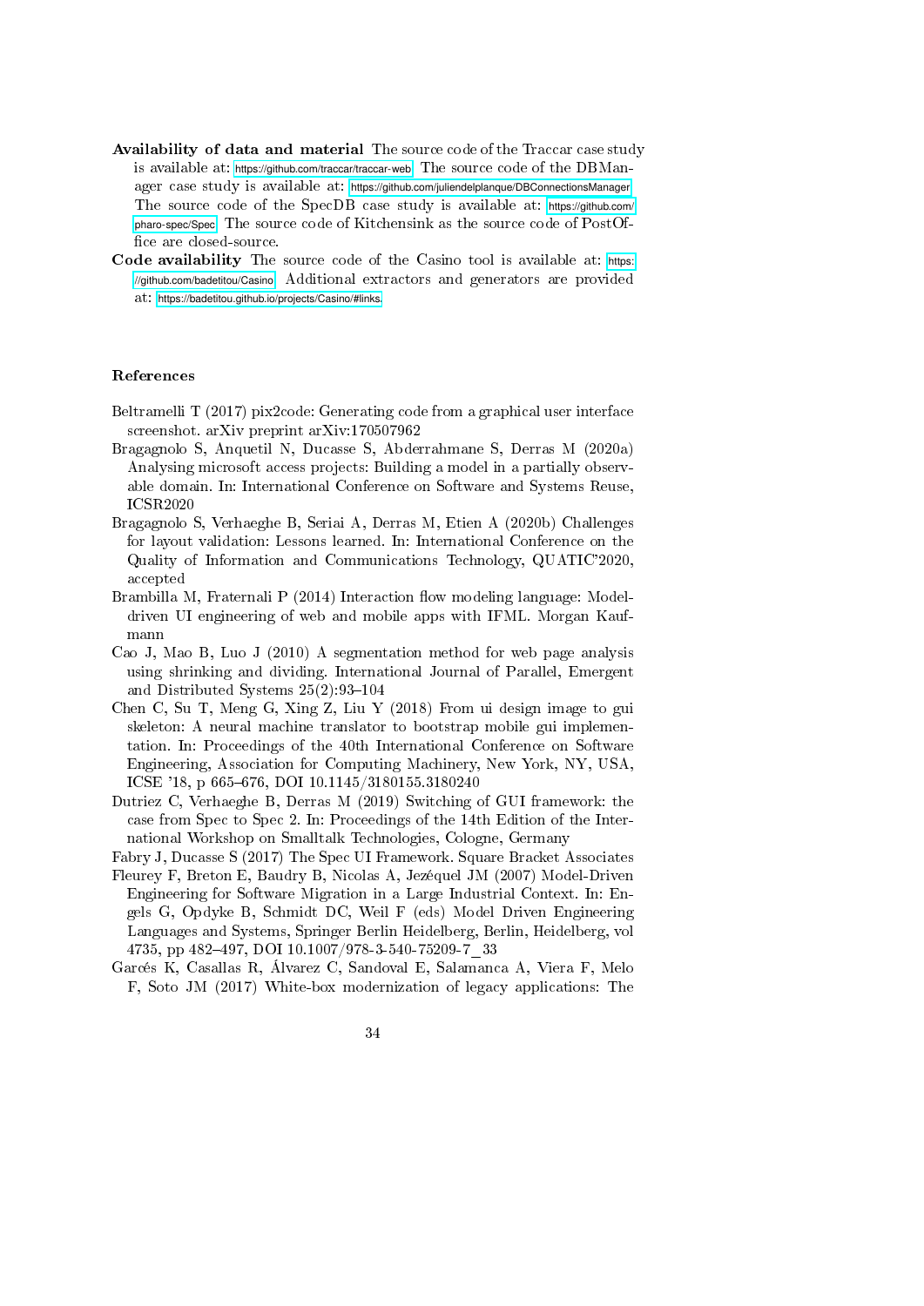**Availability of data and material** The source code of the Traccar case study is available at: https://github.com/traccar/traccar-web. The source code of the DBManager case study is available at: https://github.com/juliendelplanque/DBConnectionsManager. The source code of the SpecDB case study is available at: https://github.com/pharo-spec/Spec. The source code of Kitchensink as the source code of PostOffice are closed-source.

**Code availability** The source code of the Casino tool is available at: https://github.com/badetitou/Casino. Additional extractors and generators are provided at: https://badetitou.github.io/projects/Casino/#links.

## References

Beltramelli T (2017) pix2code: Generating code from a graphical user interface screenshot. arXiv preprint arXiv:170507962

Bragagnolo S, Anquetil N, Ducasse S, Abderrahmane S, Derras M (2020a) Analysing microsoft access projects: Building a model in a partially observable domain. In: International Conference on Software and Systems Reuse, ICSR2020

Bragagnolo S, Verhaeghe B, Seriai A, Derras M, Etien A (2020b) Challenges for layout validation: Lessons learned. In: International Conference on the Quality of Information and Communications Technology, QUATIC'2020, accepted

Brambilla M, Fraternali P (2014) Interaction flow modeling language: Model-driven UI engineering of web and mobile apps with IFML. Morgan Kaufmann

Cao J, Mao B, Luo J (2010) A segmentation method for web page analysis using shrinking and dividing. International Journal of Parallel, Emergent and Distributed Systems 25(2):93–104

Chen C, Su T, Meng G, Xing Z, Liu Y (2018) From ui design image to gui skeleton: A neural machine translator to bootstrap mobile gui implementation. In: Proceedings of the 40th International Conference on Software Engineering, Association for Computing Machinery, New York, NY, USA, ICSE '18, p 665–676, DOI 10.1145/3180155.3180240

Dutriez C, Verhaeghe B, Derras M (2019) Switching of GUI framework: the case from Spec to Spec 2. In: Proceedings of the 14th Edition of the International Workshop on Smalltalk Technologies, Cologne, Germany

Fabry J, Ducasse S (2017) The Spec UI Framework. Square Bracket Associates

Fleurey F, Breton E, Baudry B, Nicolas A, Jezéquel JM (2007) Model-Driven Engineering for Software Migration in a Large Industrial Context. In: Engels G, Opdyke B, Schmidt DC, Weil F (eds) Model Driven Engineering Languages and Systems, Springer Berlin Heidelberg, Berlin, Heidelberg, vol 4735, pp 482–497, DOI 10.1007/978-3-540-75209-7_33

Garcés K, Casallas R, Álvarez C, Sandoval E, Salamanca A, Viera F, Melo F, Soto JM (2017) White-box modernization of legacy applications: The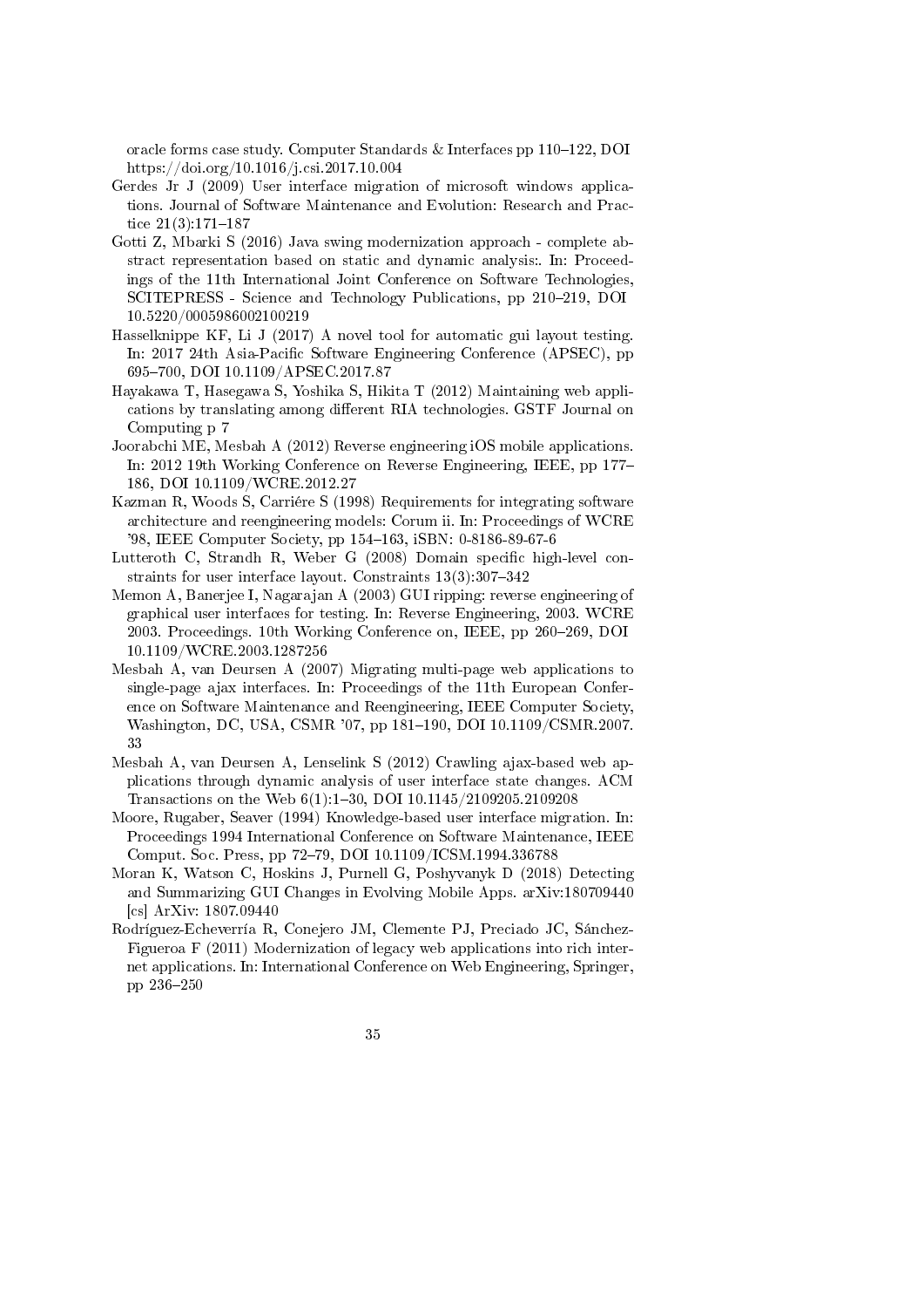oracle forms case study. Computer Standards & Interfaces pp 110–122, DOI https://doi.org/10.1016/j.csi.2017.10.004

Gerdes Jr J (2009) User interface migration of microsoft windows applications. Journal of Software Maintenance and Evolution: Research and Practice 21(3):171–187

Gotti Z, Mbarki S (2016) Java swing modernization approach - complete abstract representation based on static and dynamic analysis:. In: Proceedings of the 11th International Joint Conference on Software Technologies, SCITEPRESS - Science and Technology Publications, pp 210–219, DOI 10.5220/0005986002100219

Hasselknippe KF, Li J (2017) A novel tool for automatic gui layout testing. In: 2017 24th Asia-Pacific Software Engineering Conference (APSEC), pp 695–700, DOI 10.1109/APSEC.2017.87

Hayakawa T, Hasegawa S, Yoshika S, Hikita T (2012) Maintaining web applications by translating among different RIA technologies. GSTF Journal on Computing p 7

Joorabchi ME, Mesbah A (2012) Reverse engineering iOS mobile applications. In: 2012 19th Working Conference on Reverse Engineering, IEEE, pp 177–186, DOI 10.1109/WCRE.2012.27

Kazman R, Woods S, Carriére S (1998) Requirements for integrating software architecture and reengineering models: Corum ii. In: Proceedings of WCRE '98, IEEE Computer Society, pp 154–163, iSBN: 0-8186-89-67-6

Lutteroth C, Strandh R, Weber G (2008) Domain specific high-level constraints for user interface layout. Constraints 13(3):307–342

Memon A, Banerjee I, Nagarajan A (2003) GUI ripping: reverse engineering of graphical user interfaces for testing. In: Reverse Engineering, 2003. WCRE 2003. Proceedings. 10th Working Conference on, IEEE, pp 260–269, DOI 10.1109/WCRE.2003.1287256

Mesbah A, van Deursen A (2007) Migrating multi-page web applications to single-page ajax interfaces. In: Proceedings of the 11th European Conference on Software Maintenance and Reengineering, IEEE Computer Society, Washington, DC, USA, CSMR '07, pp 181–190, DOI 10.1109/CSMR.2007.33

Mesbah A, van Deursen A, Lenselink S (2012) Crawling ajax-based web applications through dynamic analysis of user interface state changes. ACM Transactions on the Web 6(1):1–30, DOI 10.1145/2109205.2109208

Moore, Rugaber, Seaver (1994) Knowledge-based user interface migration. In: Proceedings 1994 International Conference on Software Maintenance, IEEE Comput. Soc. Press, pp 72–79, DOI 10.1109/ICSM.1994.336788

Moran K, Watson C, Hoskins J, Purnell G, Poshyvanyk D (2018) Detecting and Summarizing GUI Changes in Evolving Mobile Apps. arXiv:180709440 [cs] ArXiv: 1807.09440

Rodríguez-Echeverría R, Conejero JM, Clemente PJ, Preciado JC, Sánchez-Figueroa F (2011) Modernization of legacy web applications into rich internet applications. In: International Conference on Web Engineering, Springer, pp 236–250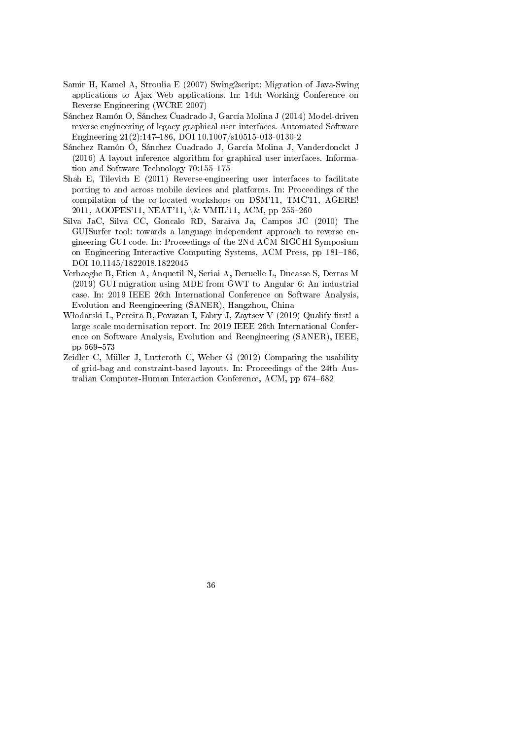Samir H, Kamel A, Stroulia E (2007) Swing2script: Migration of Java-Swing applications to Ajax Web applications. In: 14th Working Conference on Reverse Engineering (WCRE 2007)

Sánchez Ramón O, Sánchez Cuadrado J, García Molina J (2014) Model-driven reverse engineering of legacy graphical user interfaces. Automated Software Engineering 21(2):147–186, DOI 10.1007/s10515-013-0130-2

Sánchez Ramón Ó, Sánchez Cuadrado J, García Molina J, Vanderdonckt J (2016) A layout inference algorithm for graphical user interfaces. Information and Software Technology 70:155–175

Shah E, Tilevich E (2011) Reverse-engineering user interfaces to facilitate porting to and across mobile devices and platforms. In: Proceedings of the compilation of the co-located workshops on DSM'11, TMC'11, AGERE! 2011, AOOPES'11, NEAT'11, \& VMIL'11, ACM, pp 255–260

Silva JaC, Silva CC, Goncalo RD, Saraiva Ja, Campos JC (2010) The GUISurfer tool: towards a language independent approach to reverse engineering GUI code. In: Proceedings of the 2Nd ACM SIGCHI Symposium on Engineering Interactive Computing Systems, ACM Press, pp 181–186, DOI 10.1145/1822018.1822045

Verhaeghe B, Etien A, Anquetil N, Seriai A, Deruelle L, Ducasse S, Derras M (2019) GUI migration using MDE from GWT to Angular 6: An industrial case. In: 2019 IEEE 26th International Conference on Software Analysis, Evolution and Reengineering (SANER), Hangzhou, China

Włodarski L, Pereira B, Povazan I, Fabry J, Zaytsev V (2019) Qualify first! a large scale modernisation report. In: 2019 IEEE 26th International Conference on Software Analysis, Evolution and Reengineering (SANER), IEEE, pp 569–573

Zeidler C, Müller J, Lutteroth C, Weber G (2012) Comparing the usability of grid-bag and constraint-based layouts. In: Proceedings of the 24th Australian Computer-Human Interaction Conference, ACM, pp 674–682